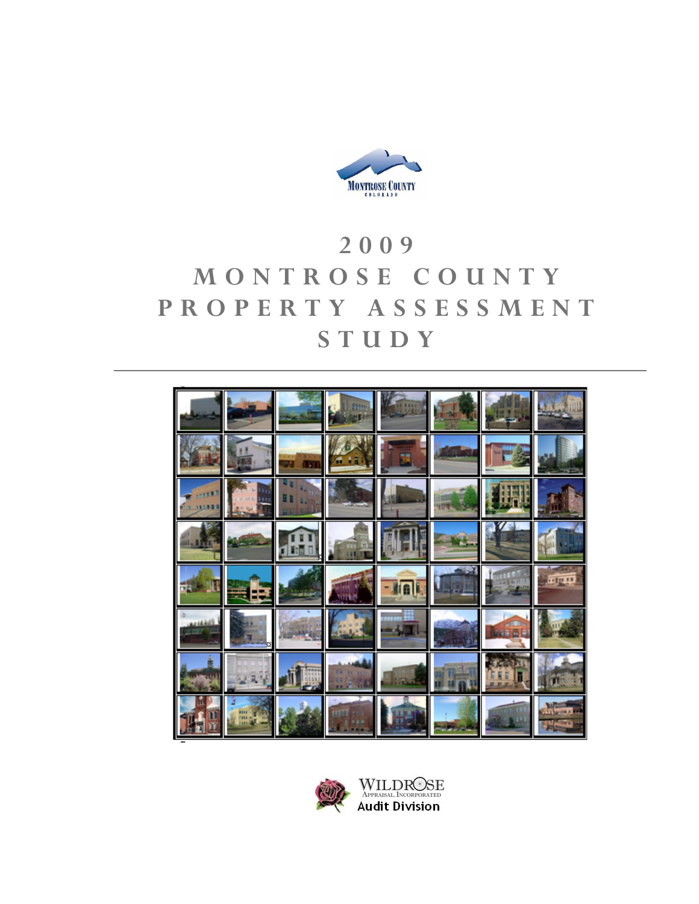MONTROSE COUNTY

COLORADO

# 2009 MONTROSE COUNTY PROPERTY ASSESSMENT STUDY

WILDROSE

APPRAISAL, INCORPORATED

Audit Division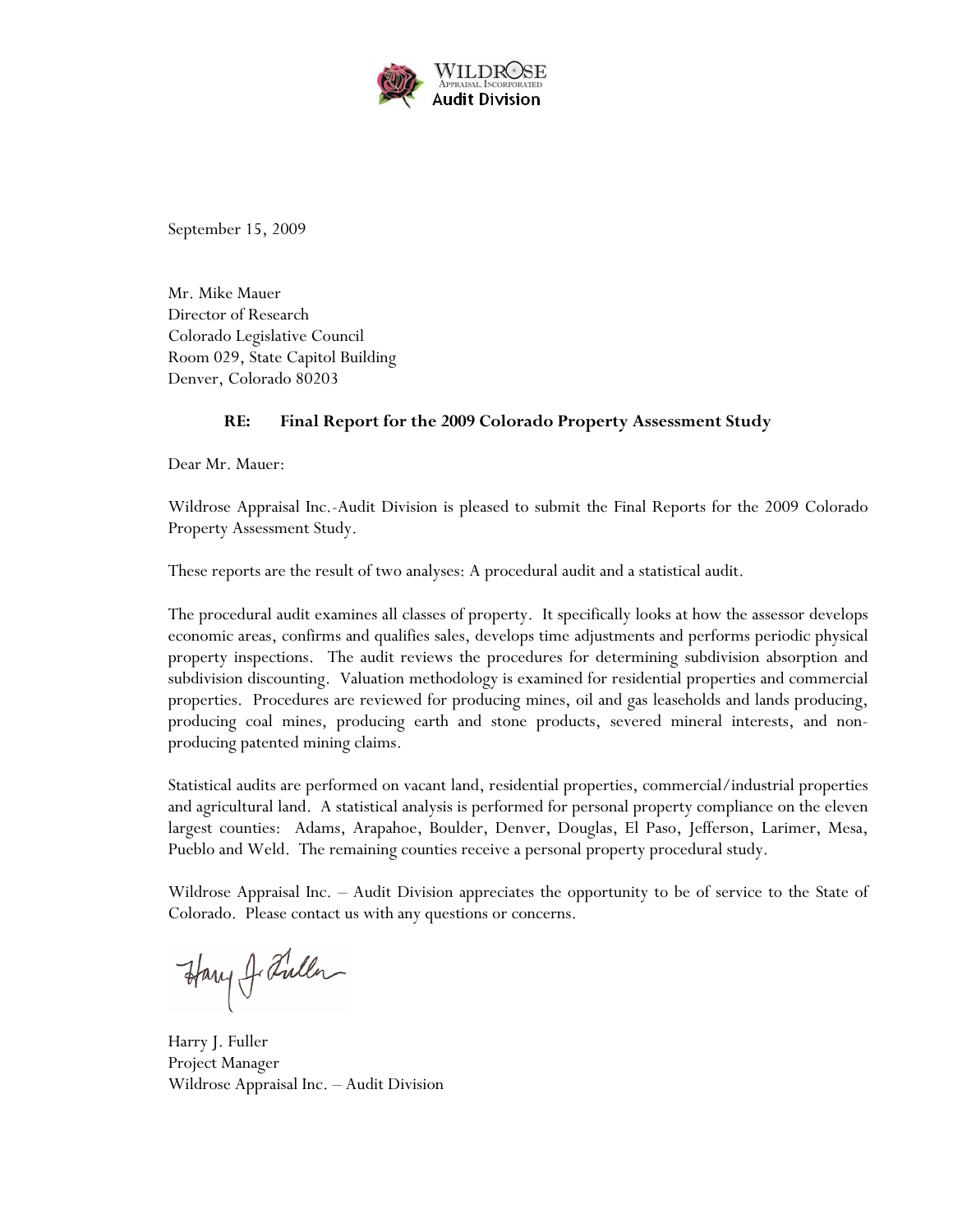Wildrose Appraisal, Incorporated
Audit Division

September 15, 2009

Mr. Mike Mauer
Director of Research
Colorado Legislative Council
Room 029, State Capitol Building
Denver, Colorado 80203

**RE: Final Report for the 2009 Colorado Property Assessment Study**

Dear Mr. Mauer:

Wildrose Appraisal Inc.-Audit Division is pleased to submit the Final Reports for the 2009 Colorado Property Assessment Study.

These reports are the result of two analyses: A procedural audit and a statistical audit.

The procedural audit examines all classes of property. It specifically looks at how the assessor develops economic areas, confirms and qualifies sales, develops time adjustments and performs periodic physical property inspections. The audit reviews the procedures for determining subdivision absorption and subdivision discounting. Valuation methodology is examined for residential properties and commercial properties. Procedures are reviewed for producing mines, oil and gas leaseholds and lands producing, producing coal mines, producing earth and stone products, severed mineral interests, and non-producing patented mining claims.

Statistical audits are performed on vacant land, residential properties, commercial/industrial properties and agricultural land. A statistical analysis is performed for personal property compliance on the eleven largest counties: Adams, Arapahoe, Boulder, Denver, Douglas, El Paso, Jefferson, Larimer, Mesa, Pueblo and Weld. The remaining counties receive a personal property procedural study.

Wildrose Appraisal Inc. – Audit Division appreciates the opportunity to be of service to the State of Colorado. Please contact us with any questions or concerns.

Harry J. Fuller
Project Manager
Wildrose Appraisal Inc. – Audit Division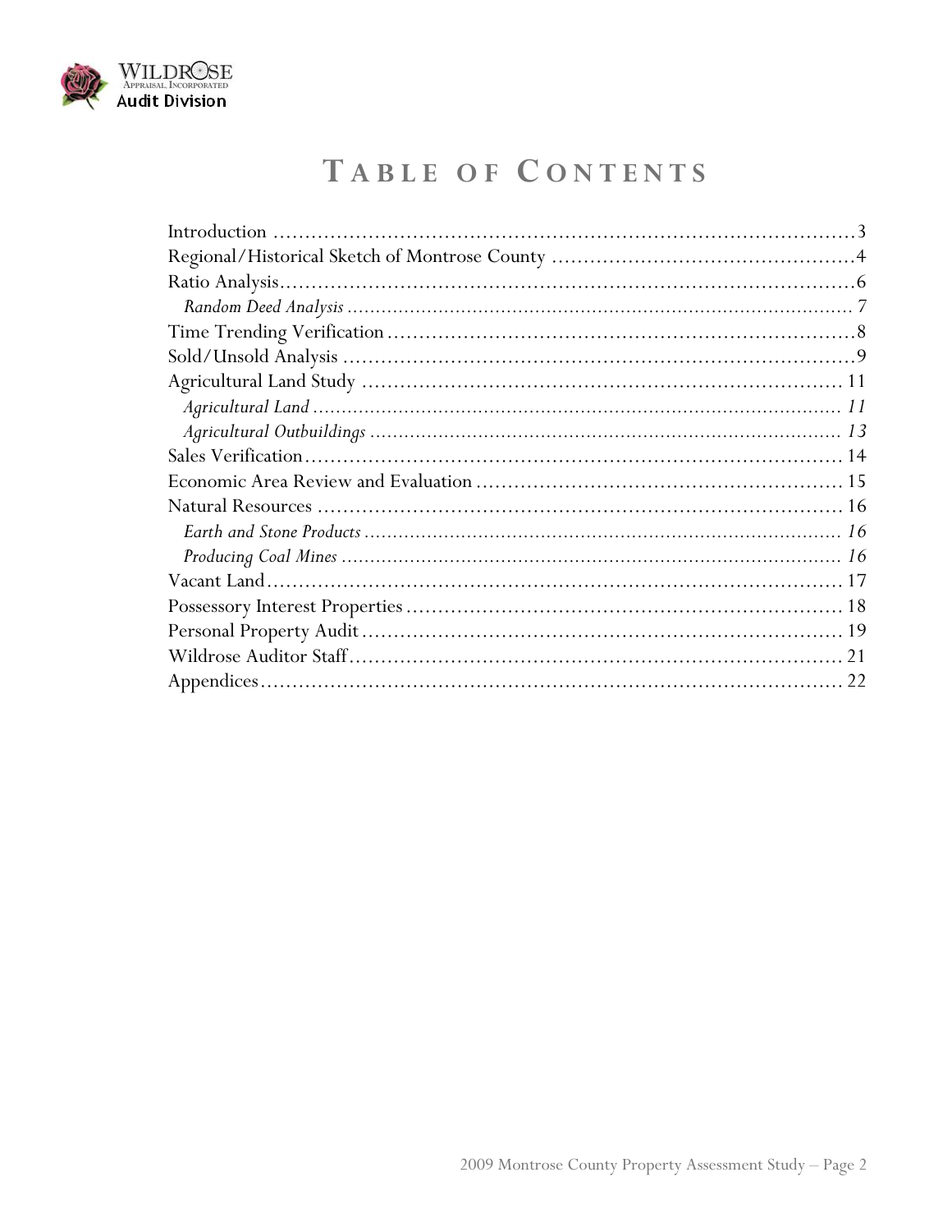# Table of Contents

Introduction ........................................................................................3
Regional/Historical Sketch of Montrose County ........................................4
Ratio Analysis........................................................................................6
*Random Deed Analysis* ........................................................................ 7
Time Trending Verification ......................................................................8
Sold/Unsold Analysis ..............................................................................9
Agricultural Land Study ......................................................................... 11
*Agricultural Land* ............................................................................. 11
*Agricultural Outbuildings* ................................................................... 13
Sales Verification.................................................................................. 14
Economic Area Review and Evaluation ..................................................... 15
Natural Resources ................................................................................. 16
*Earth and Stone Products* .................................................................. 16
*Producing Coal Mines* ....................................................................... 16
Vacant Land......................................................................................... 17
Possessory Interest Properties ................................................................ 18
Personal Property Audit ......................................................................... 19
Wildrose Auditor Staff ........................................................................... 21
Appendices.......................................................................................... 22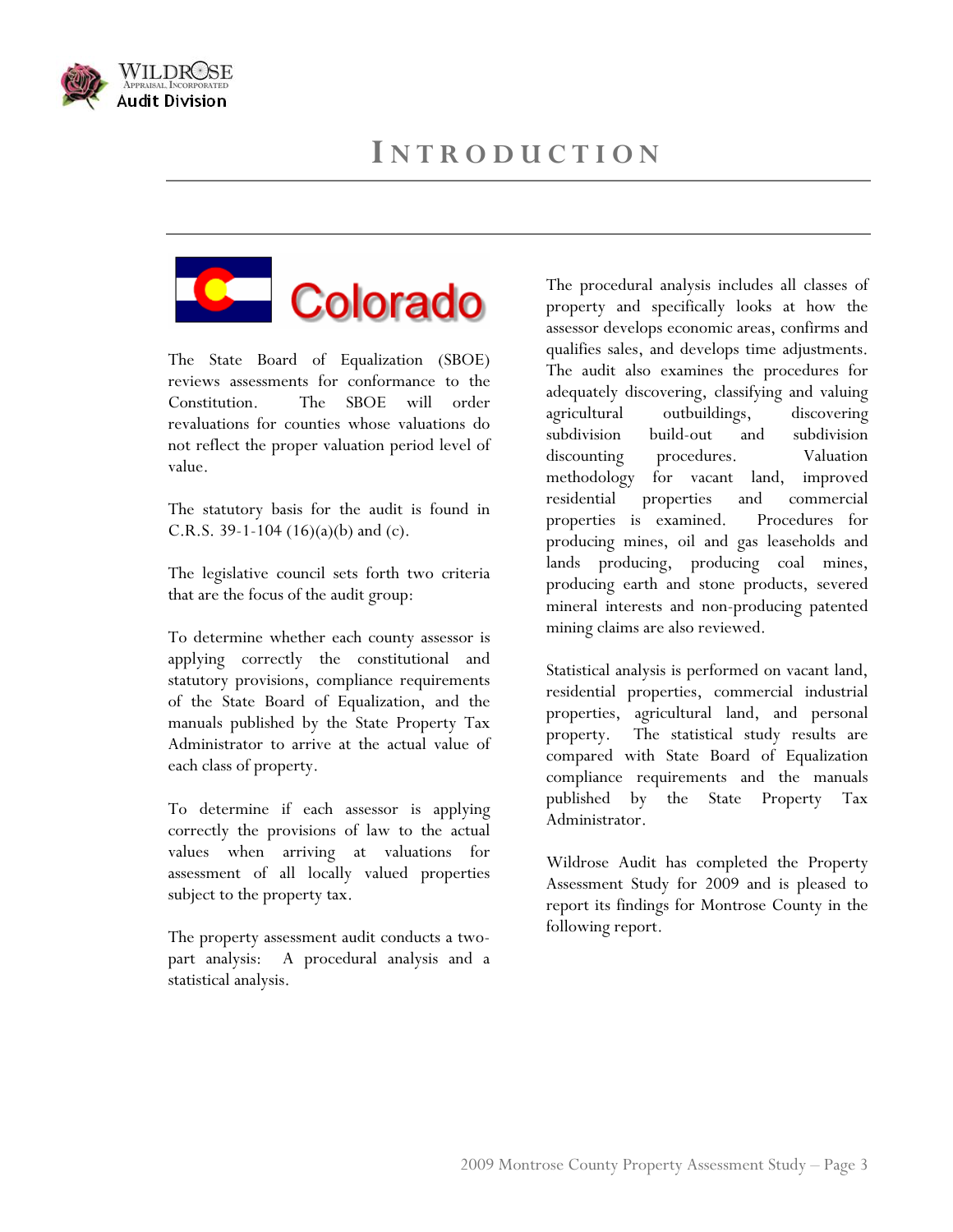# INTRODUCTION

The State Board of Equalization (SBOE) reviews assessments for conformance to the Constitution. The SBOE will order revaluations for counties whose valuations do not reflect the proper valuation period level of value.

The statutory basis for the audit is found in C.R.S. 39-1-104 (16)(a)(b) and (c).

The legislative council sets forth two criteria that are the focus of the audit group:

To determine whether each county assessor is applying correctly the constitutional and statutory provisions, compliance requirements of the State Board of Equalization, and the manuals published by the State Property Tax Administrator to arrive at the actual value of each class of property.

To determine if each assessor is applying correctly the provisions of law to the actual values when arriving at valuations for assessment of all locally valued properties subject to the property tax.

The property assessment audit conducts a two-part analysis: A procedural analysis and a statistical analysis.

The procedural analysis includes all classes of property and specifically looks at how the assessor develops economic areas, confirms and qualifies sales, and develops time adjustments. The audit also examines the procedures for adequately discovering, classifying and valuing agricultural outbuildings, discovering subdivision build-out and subdivision discounting procedures. Valuation methodology for vacant land, improved residential properties and commercial properties is examined. Procedures for producing mines, oil and gas leaseholds and lands producing, producing coal mines, producing earth and stone products, severed mineral interests and non-producing patented mining claims are also reviewed.

Statistical analysis is performed on vacant land, residential properties, commercial industrial properties, agricultural land, and personal property. The statistical study results are compared with State Board of Equalization compliance requirements and the manuals published by the State Property Tax Administrator.

Wildrose Audit has completed the Property Assessment Study for 2009 and is pleased to report its findings for Montrose County in the following report.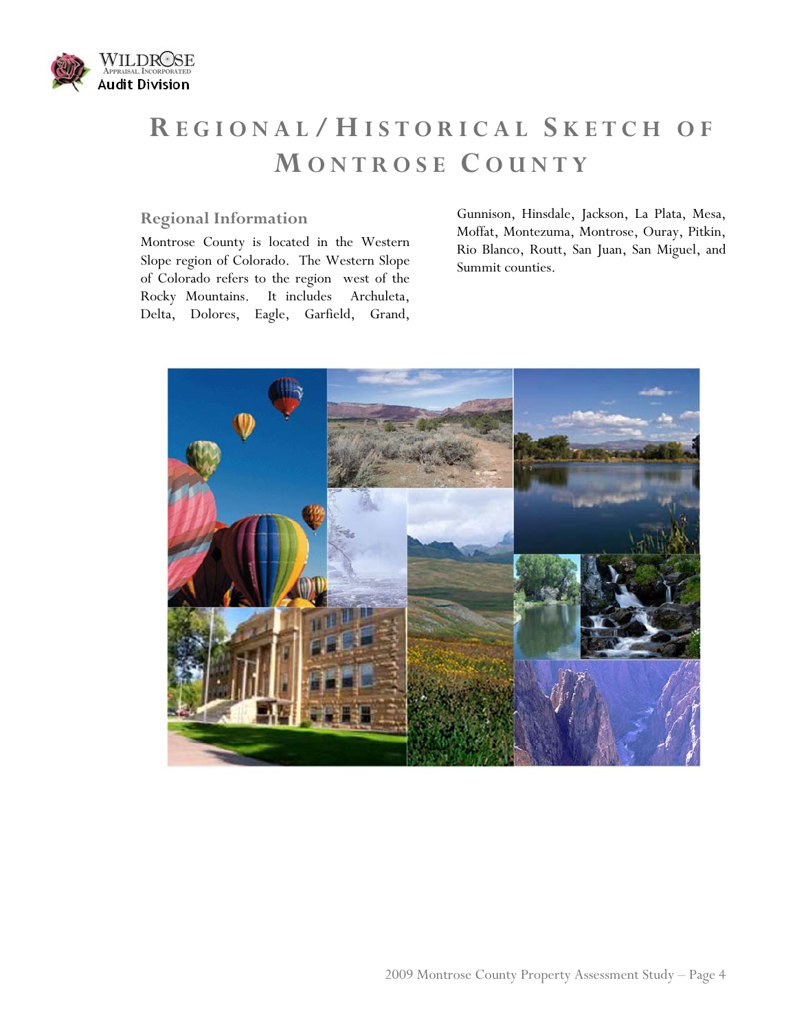# Regional/Historical Sketch of Montrose County

## Regional Information

Montrose County is located in the Western Slope region of Colorado. The Western Slope of Colorado refers to the region west of the Rocky Mountains. It includes Archuleta, Delta, Dolores, Eagle, Garfield, Grand, Gunnison, Hinsdale, Jackson, La Plata, Mesa, Moffat, Montezuma, Montrose, Ouray, Pitkin, Rio Blanco, Routt, San Juan, San Miguel, and Summit counties.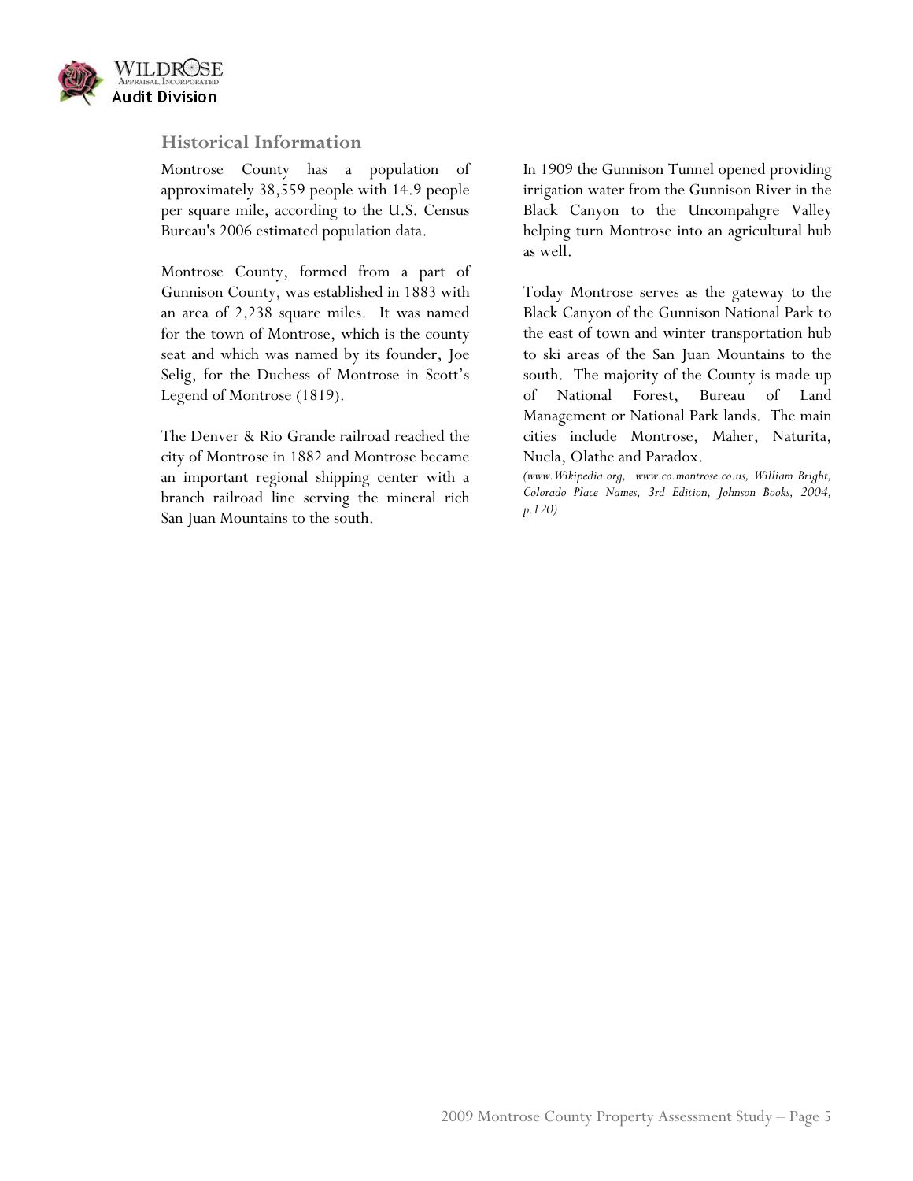## Historical Information

Montrose County has a population of approximately 38,559 people with 14.9 people per square mile, according to the U.S. Census Bureau's 2006 estimated population data.

Montrose County, formed from a part of Gunnison County, was established in 1883 with an area of 2,238 square miles. It was named for the town of Montrose, which is the county seat and which was named by its founder, Joe Selig, for the Duchess of Montrose in Scott's Legend of Montrose (1819).

The Denver & Rio Grande railroad reached the city of Montrose in 1882 and Montrose became an important regional shipping center with a branch railroad line serving the mineral rich San Juan Mountains to the south.

In 1909 the Gunnison Tunnel opened providing irrigation water from the Gunnison River in the Black Canyon to the Uncompahgre Valley helping turn Montrose into an agricultural hub as well.

Today Montrose serves as the gateway to the Black Canyon of the Gunnison National Park to the east of town and winter transportation hub to ski areas of the San Juan Mountains to the south. The majority of the County is made up of National Forest, Bureau of Land Management or National Park lands. The main cities include Montrose, Maher, Naturita, Nucla, Olathe and Paradox.

*(www.Wikipedia.org, www.co.montrose.co.us, William Bright, Colorado Place Names, 3rd Edition, Johnson Books, 2004, p.120)*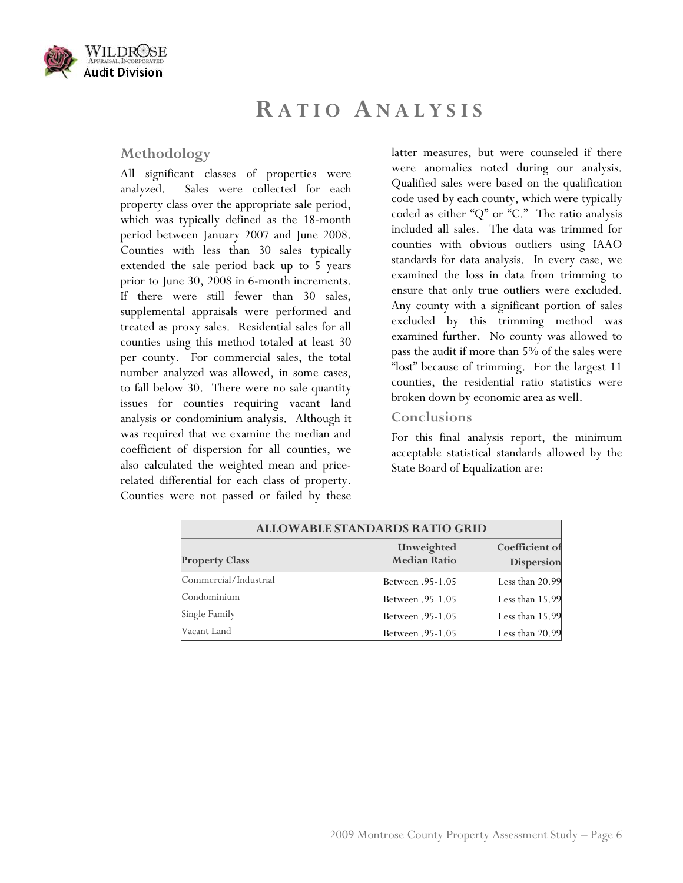# RATIO ANALYSIS

## Methodology

All significant classes of properties were analyzed. Sales were collected for each property class over the appropriate sale period, which was typically defined as the 18-month period between January 2007 and June 2008. Counties with less than 30 sales typically extended the sale period back up to 5 years prior to June 30, 2008 in 6-month increments. If there were still fewer than 30 sales, supplemental appraisals were performed and treated as proxy sales. Residential sales for all counties using this method totaled at least 30 per county. For commercial sales, the total number analyzed was allowed, in some cases, to fall below 30. There were no sale quantity issues for counties requiring vacant land analysis or condominium analysis. Although it was required that we examine the median and coefficient of dispersion for all counties, we also calculated the weighted mean and price-related differential for each class of property. Counties were not passed or failed by these latter measures, but were counseled if there were anomalies noted during our analysis. Qualified sales were based on the qualification code used by each county, which were typically coded as either "Q" or "C." The ratio analysis included all sales. The data was trimmed for counties with obvious outliers using IAAO standards for data analysis. In every case, we examined the loss in data from trimming to ensure that only true outliers were excluded. Any county with a significant portion of sales excluded by this trimming method was examined further. No county was allowed to pass the audit if more than 5% of the sales were "lost" because of trimming. For the largest 11 counties, the residential ratio statistics were broken down by economic area as well.

## Conclusions

For this final analysis report, the minimum acceptable statistical standards allowed by the State Board of Equalization are:

| ALLOWABLE STANDARDS RATIO GRID | | |
|---|---|---|
| **Property Class** | **Unweighted Median Ratio** | **Coefficient of Dispersion** |
| Commercial/Industrial | Between .95-1.05 | Less than 20.99 |
| Condominium | Between .95-1.05 | Less than 15.99 |
| Single Family | Between .95-1.05 | Less than 15.99 |
| Vacant Land | Between .95-1.05 | Less than 20.99 |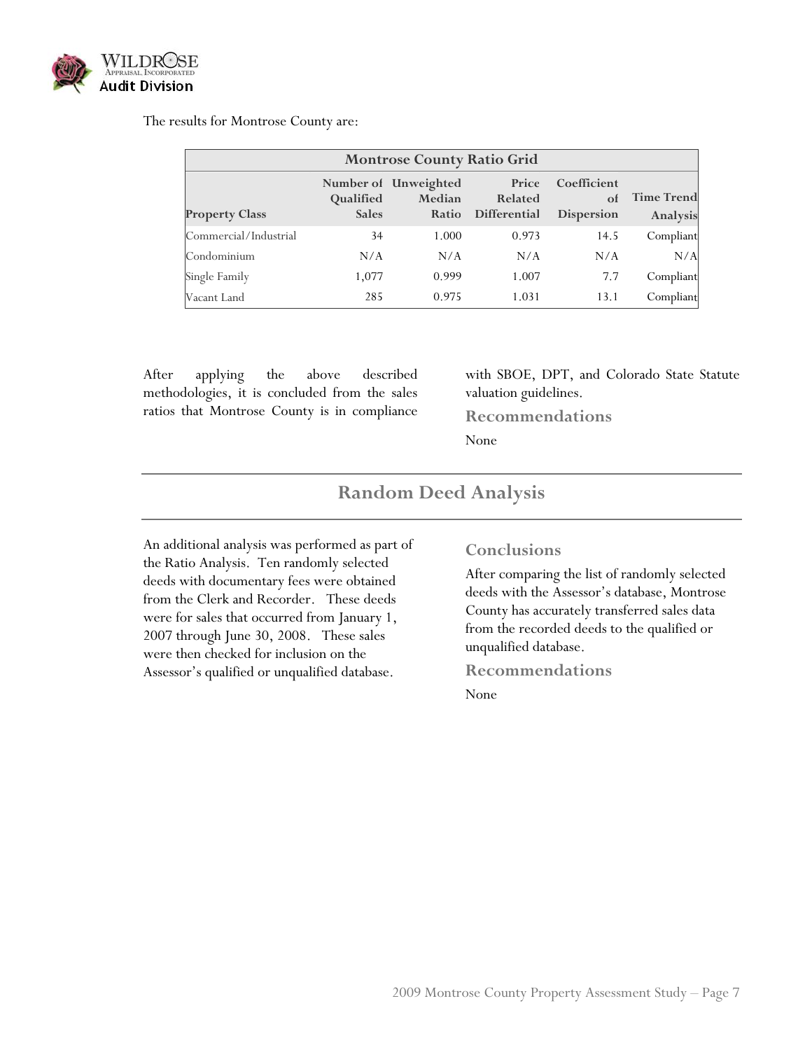The results for Montrose County are:

| Montrose County Ratio Grid | | | | | |
|---|---|---|---|---|---|
| Property Class | Number of Qualified Sales | Unweighted Median Ratio | Price Related Differential | Coefficient of Dispersion | Time Trend Analysis |
| Commercial/Industrial | 34 | 1.000 | 0.973 | 14.5 | Compliant |
| Condominium | N/A | N/A | N/A | N/A | N/A |
| Single Family | 1,077 | 0.999 | 1.007 | 7.7 | Compliant |
| Vacant Land | 285 | 0.975 | 1.031 | 13.1 | Compliant |

After applying the above described methodologies, it is concluded from the sales ratios that Montrose County is in compliance with SBOE, DPT, and Colorado State Statute valuation guidelines.

### Recommendations

None

## Random Deed Analysis

An additional analysis was performed as part of the Ratio Analysis. Ten randomly selected deeds with documentary fees were obtained from the Clerk and Recorder. These deeds were for sales that occurred from January 1, 2007 through June 30, 2008. These sales were then checked for inclusion on the Assessor's qualified or unqualified database.

### Conclusions

After comparing the list of randomly selected deeds with the Assessor's database, Montrose County has accurately transferred sales data from the recorded deeds to the qualified or unqualified database.

### Recommendations

None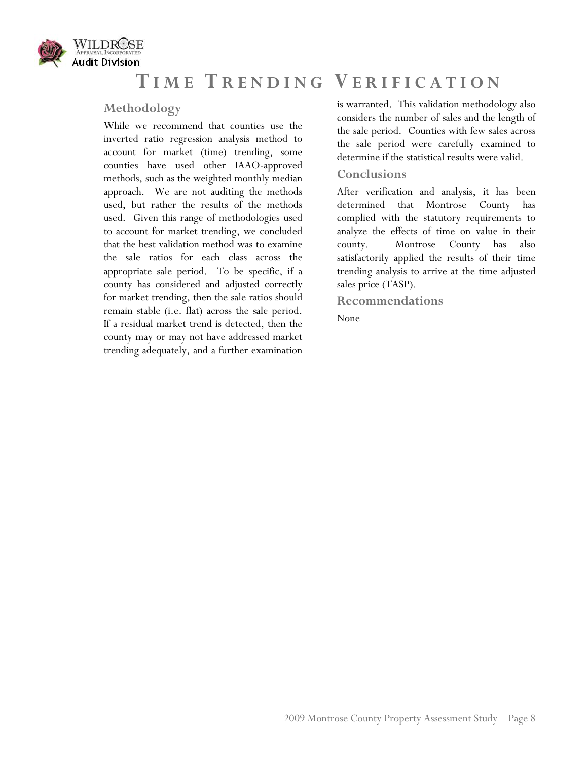# Time Trending Verification

## Methodology

While we recommend that counties use the inverted ratio regression analysis method to account for market (time) trending, some counties have used other IAAO-approved methods, such as the weighted monthly median approach. We are not auditing the methods used, but rather the results of the methods used. Given this range of methodologies used to account for market trending, we concluded that the best validation method was to examine the sale ratios for each class across the appropriate sale period. To be specific, if a county has considered and adjusted correctly for market trending, then the sale ratios should remain stable (i.e. flat) across the sale period. If a residual market trend is detected, then the county may or may not have addressed market trending adequately, and a further examination is warranted. This validation methodology also considers the number of sales and the length of the sale period. Counties with few sales across the sale period were carefully examined to determine if the statistical results were valid.

## Conclusions

After verification and analysis, it has been determined that Montrose County has complied with the statutory requirements to analyze the effects of time on value in their county. Montrose County has also satisfactorily applied the results of their time trending analysis to arrive at the time adjusted sales price (TASP).

## Recommendations

None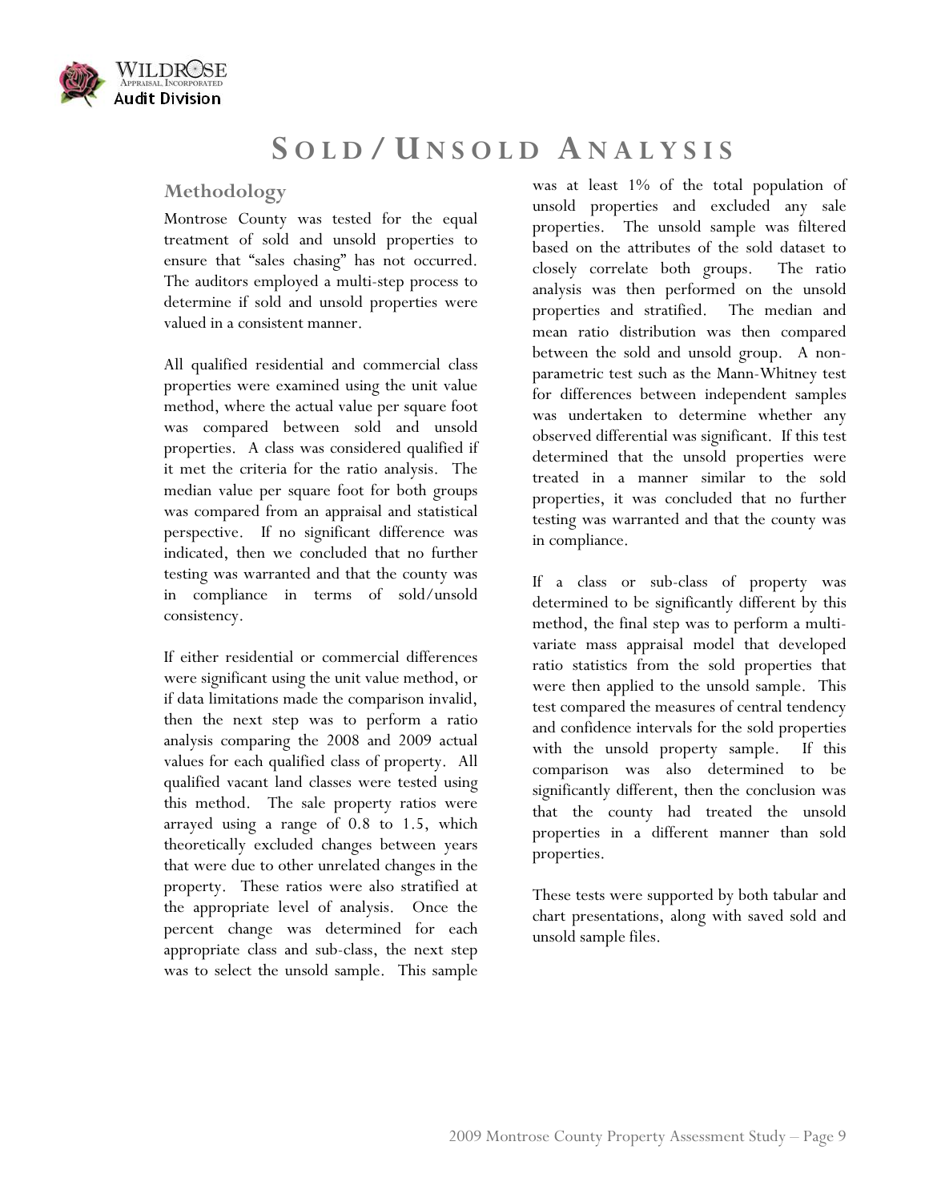# Sold / Unsold Analysis

## Methodology

Montrose County was tested for the equal treatment of sold and unsold properties to ensure that "sales chasing" has not occurred. The auditors employed a multi-step process to determine if sold and unsold properties were valued in a consistent manner.

All qualified residential and commercial class properties were examined using the unit value method, where the actual value per square foot was compared between sold and unsold properties. A class was considered qualified if it met the criteria for the ratio analysis. The median value per square foot for both groups was compared from an appraisal and statistical perspective. If no significant difference was indicated, then we concluded that no further testing was warranted and that the county was in compliance in terms of sold/unsold consistency.

If either residential or commercial differences were significant using the unit value method, or if data limitations made the comparison invalid, then the next step was to perform a ratio analysis comparing the 2008 and 2009 actual values for each qualified class of property. All qualified vacant land classes were tested using this method. The sale property ratios were arrayed using a range of 0.8 to 1.5, which theoretically excluded changes between years that were due to other unrelated changes in the property. These ratios were also stratified at the appropriate level of analysis. Once the percent change was determined for each appropriate class and sub-class, the next step was to select the unsold sample. This sample was at least 1% of the total population of unsold properties and excluded any sale properties. The unsold sample was filtered based on the attributes of the sold dataset to closely correlate both groups. The ratio analysis was then performed on the unsold properties and stratified. The median and mean ratio distribution was then compared between the sold and unsold group. A non-parametric test such as the Mann-Whitney test for differences between independent samples was undertaken to determine whether any observed differential was significant. If this test determined that the unsold properties were treated in a manner similar to the sold properties, it was concluded that no further testing was warranted and that the county was in compliance.

If a class or sub-class of property was determined to be significantly different by this method, the final step was to perform a multi-variate mass appraisal model that developed ratio statistics from the sold properties that were then applied to the unsold sample. This test compared the measures of central tendency and confidence intervals for the sold properties with the unsold property sample. If this comparison was also determined to be significantly different, then the conclusion was that the county had treated the unsold properties in a different manner than sold properties.

These tests were supported by both tabular and chart presentations, along with saved sold and unsold sample files.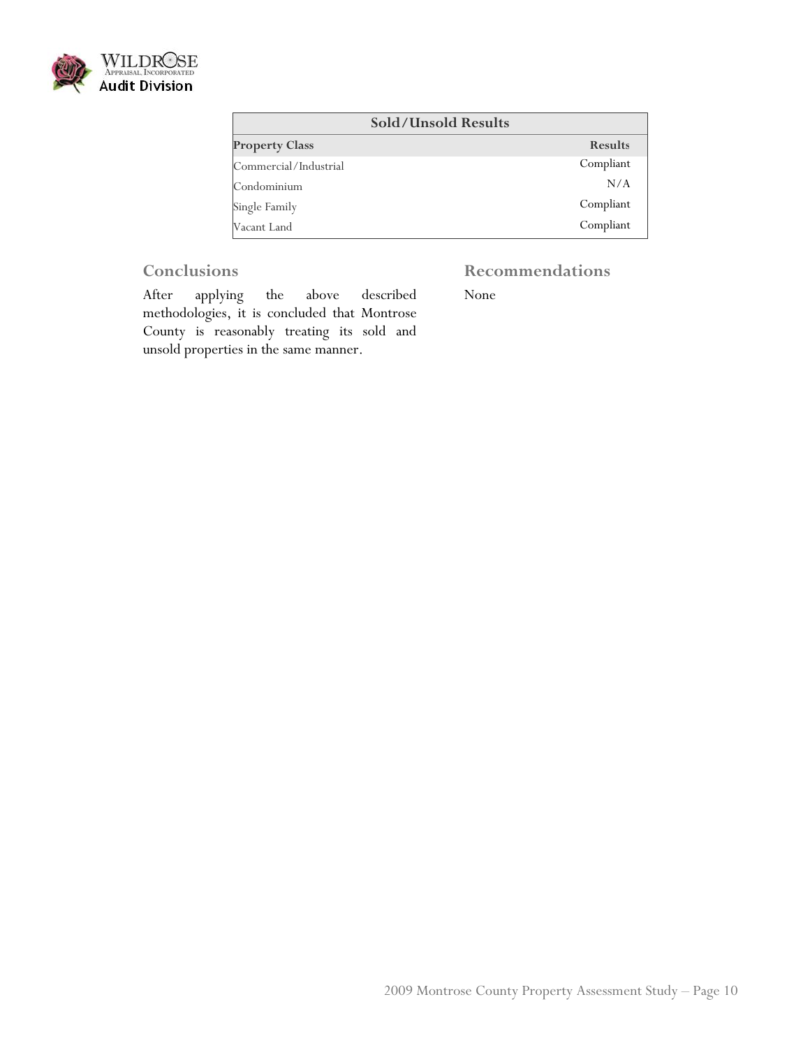| Sold/Unsold Results | |
|---|---|
| **Property Class** | **Results** |
| Commercial/Industrial | Compliant |
| Condominium | N/A |
| Single Family | Compliant |
| Vacant Land | Compliant |

## Conclusions

After applying the above described methodologies, it is concluded that Montrose County is reasonably treating its sold and unsold properties in the same manner.

## Recommendations

None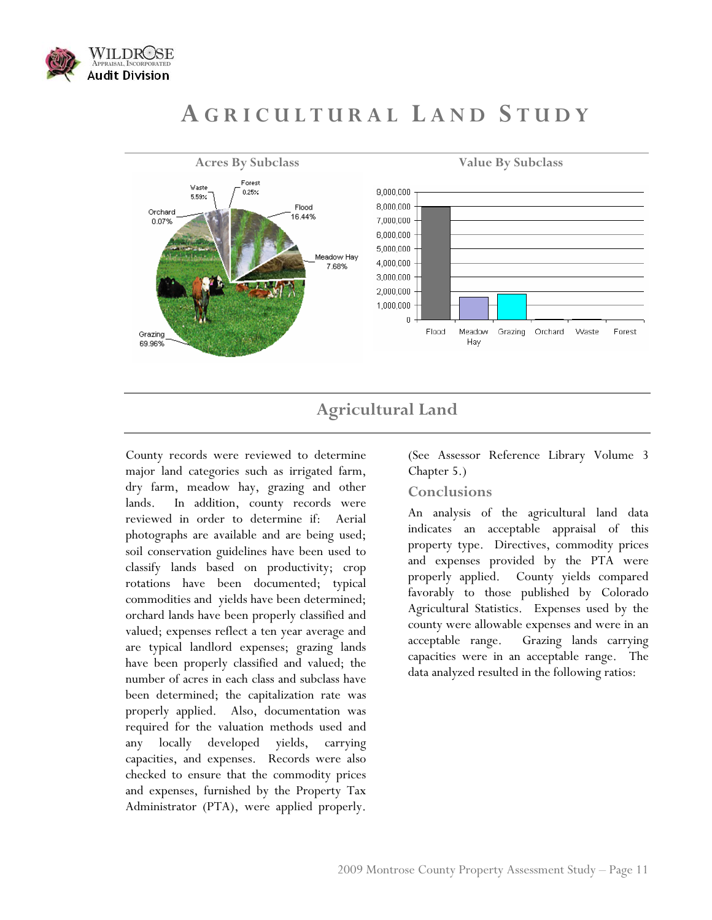# AGRICULTURAL LAND STUDY

**Acres By Subclass**

| Subclass | Percent |
|---|---|
| Waste | 5.59% |
| Forest | 0.25% |
| Orchard | 0.07% |
| Flood | 16.44% |
| Meadow Hay | 7.68% |
| Grazing | 69.96% |

**Value By Subclass**

## Agricultural Land

County records were reviewed to determine major land categories such as irrigated farm, dry farm, meadow hay, grazing and other lands. In addition, county records were reviewed in order to determine if: Aerial photographs are available and are being used; soil conservation guidelines have been used to classify lands based on productivity; crop rotations have been documented; typical commodities and yields have been determined; orchard lands have been properly classified and valued; expenses reflect a ten year average and are typical landlord expenses; grazing lands have been properly classified and valued; the number of acres in each class and subclass have been determined; the capitalization rate was properly applied. Also, documentation was required for the valuation methods used and any locally developed yields, carrying capacities, and expenses. Records were also checked to ensure that the commodity prices and expenses, furnished by the Property Tax Administrator (PTA), were applied properly. (See Assessor Reference Library Volume 3 Chapter 5.)

### Conclusions

An analysis of the agricultural land data indicates an acceptable appraisal of this property type. Directives, commodity prices and expenses provided by the PTA were properly applied. County yields compared favorably to those published by Colorado Agricultural Statistics. Expenses used by the county were allowable expenses and were in an acceptable range. Grazing lands carrying capacities were in an acceptable range. The data analyzed resulted in the following ratios: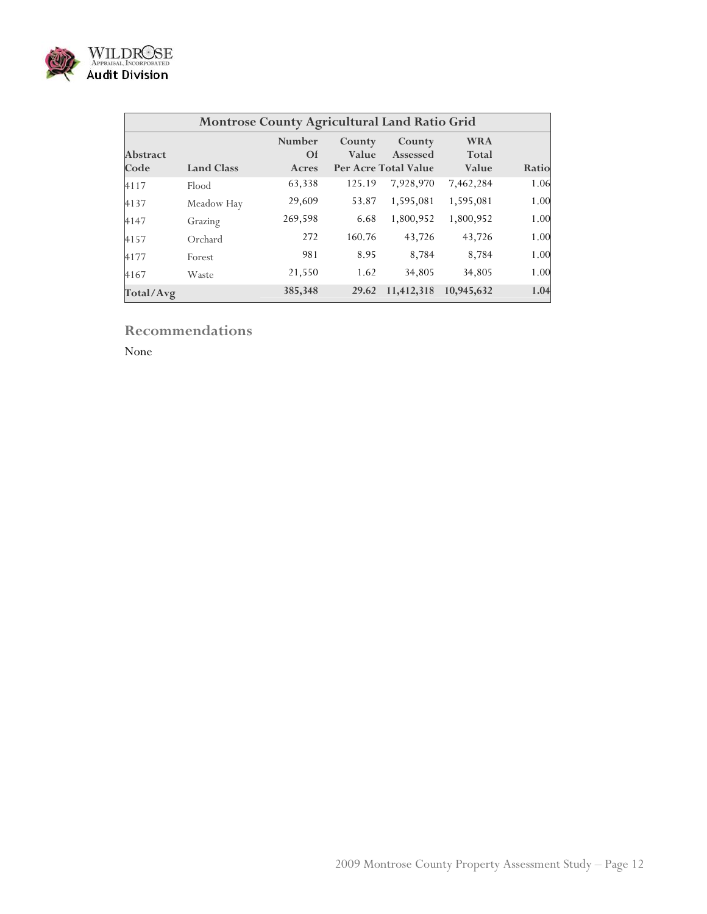| Montrose County Agricultural Land Ratio Grid | | | | | | |
|---|---|---|---|---|---|---|
| Abstract Code | Land Class | Number Of Acres | County Value Per Acre | County Assessed Total Value | WRA Total Value | Ratio |
| 4117 | Flood | 63,338 | 125.19 | 7,928,970 | 7,462,284 | 1.06 |
| 4137 | Meadow Hay | 29,609 | 53.87 | 1,595,081 | 1,595,081 | 1.00 |
| 4147 | Grazing | 269,598 | 6.68 | 1,800,952 | 1,800,952 | 1.00 |
| 4157 | Orchard | 272 | 160.76 | 43,726 | 43,726 | 1.00 |
| 4177 | Forest | 981 | 8.95 | 8,784 | 8,784 | 1.00 |
| 4167 | Waste | 21,550 | 1.62 | 34,805 | 34,805 | 1.00 |
| **Total/Avg** | | **385,348** | **29.62** | **11,412,318** | **10,945,632** | **1.04** |

## Recommendations

None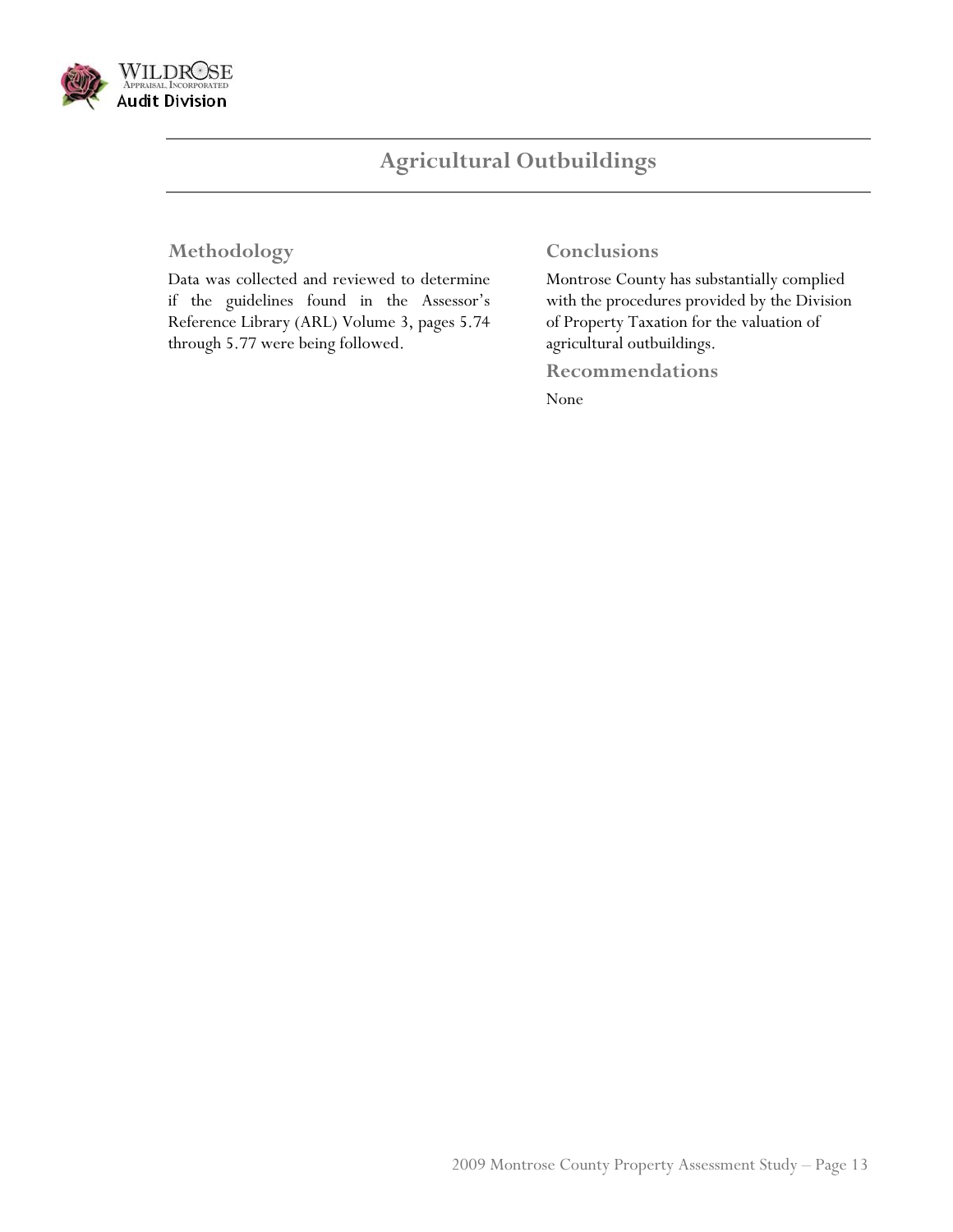# Agricultural Outbuildings

## Methodology

Data was collected and reviewed to determine if the guidelines found in the Assessor's Reference Library (ARL) Volume 3, pages 5.74 through 5.77 were being followed.

## Conclusions

Montrose County has substantially complied with the procedures provided by the Division of Property Taxation for the valuation of agricultural outbuildings.

## Recommendations

None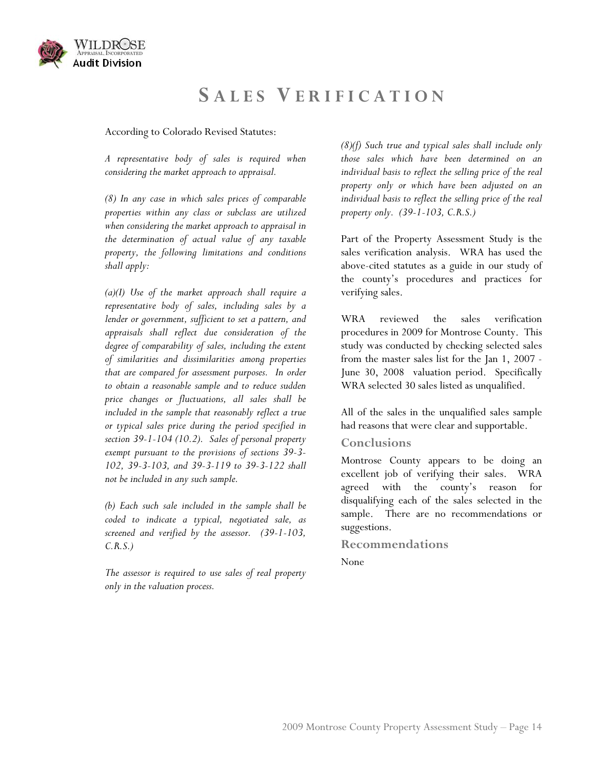# Sales Verification

According to Colorado Revised Statutes:

*A representative body of sales is required when considering the market approach to appraisal.*

*(8) In any case in which sales prices of comparable properties within any class or subclass are utilized when considering the market approach to appraisal in the determination of actual value of any taxable property, the following limitations and conditions shall apply:*

*(a)(I) Use of the market approach shall require a representative body of sales, including sales by a lender or government, sufficient to set a pattern, and appraisals shall reflect due consideration of the degree of comparability of sales, including the extent of similarities and dissimilarities among properties that are compared for assessment purposes. In order to obtain a reasonable sample and to reduce sudden price changes or fluctuations, all sales shall be included in the sample that reasonably reflect a true or typical sales price during the period specified in section 39-1-104 (10.2). Sales of personal property exempt pursuant to the provisions of sections 39-3-102, 39-3-103, and 39-3-119 to 39-3-122 shall not be included in any such sample.*

*(b) Each such sale included in the sample shall be coded to indicate a typical, negotiated sale, as screened and verified by the assessor. (39-1-103, C.R.S.)*

*The assessor is required to use sales of real property only in the valuation process.*

*(8)(f) Such true and typical sales shall include only those sales which have been determined on an individual basis to reflect the selling price of the real property only or which have been adjusted on an individual basis to reflect the selling price of the real property only. (39-1-103, C.R.S.)*

Part of the Property Assessment Study is the sales verification analysis. WRA has used the above-cited statutes as a guide in our study of the county's procedures and practices for verifying sales.

WRA reviewed the sales verification procedures in 2009 for Montrose County. This study was conducted by checking selected sales from the master sales list for the Jan 1, 2007 - June 30, 2008 valuation period. Specifically WRA selected 30 sales listed as unqualified.

All of the sales in the unqualified sales sample had reasons that were clear and supportable.

## Conclusions

Montrose County appears to be doing an excellent job of verifying their sales. WRA agreed with the county's reason for disqualifying each of the sales selected in the sample. There are no recommendations or suggestions.

## Recommendations

None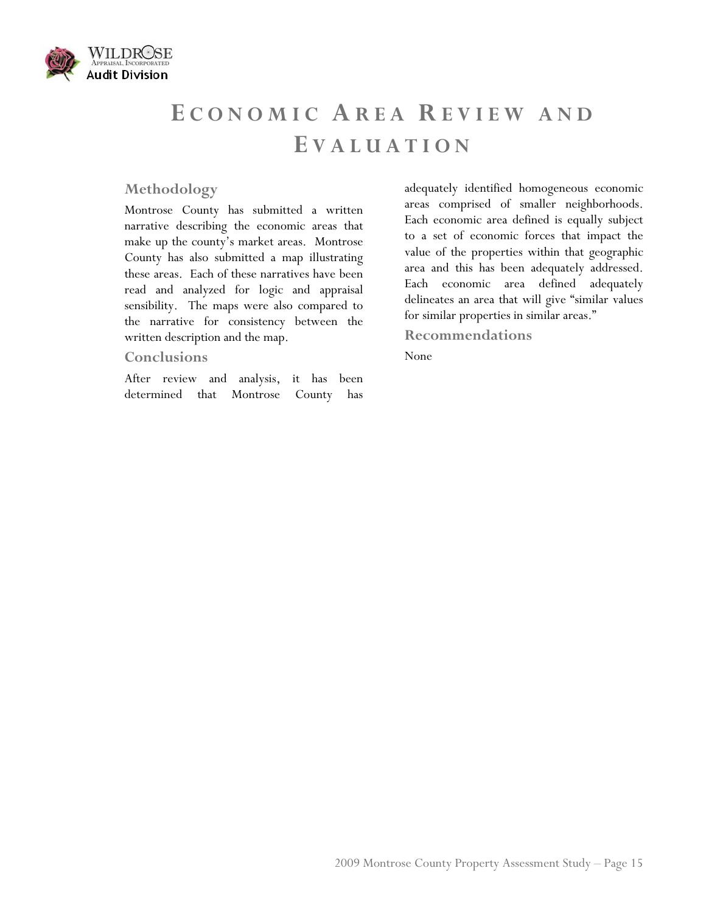# Economic Area Review and Evaluation

## Methodology

Montrose County has submitted a written narrative describing the economic areas that make up the county's market areas. Montrose County has also submitted a map illustrating these areas. Each of these narratives have been read and analyzed for logic and appraisal sensibility. The maps were also compared to the narrative for consistency between the written description and the map.

## Conclusions

After review and analysis, it has been determined that Montrose County has adequately identified homogeneous economic areas comprised of smaller neighborhoods. Each economic area defined is equally subject to a set of economic forces that impact the value of the properties within that geographic area and this has been adequately addressed. Each economic area defined adequately delineates an area that will give "similar values for similar properties in similar areas."

## Recommendations

None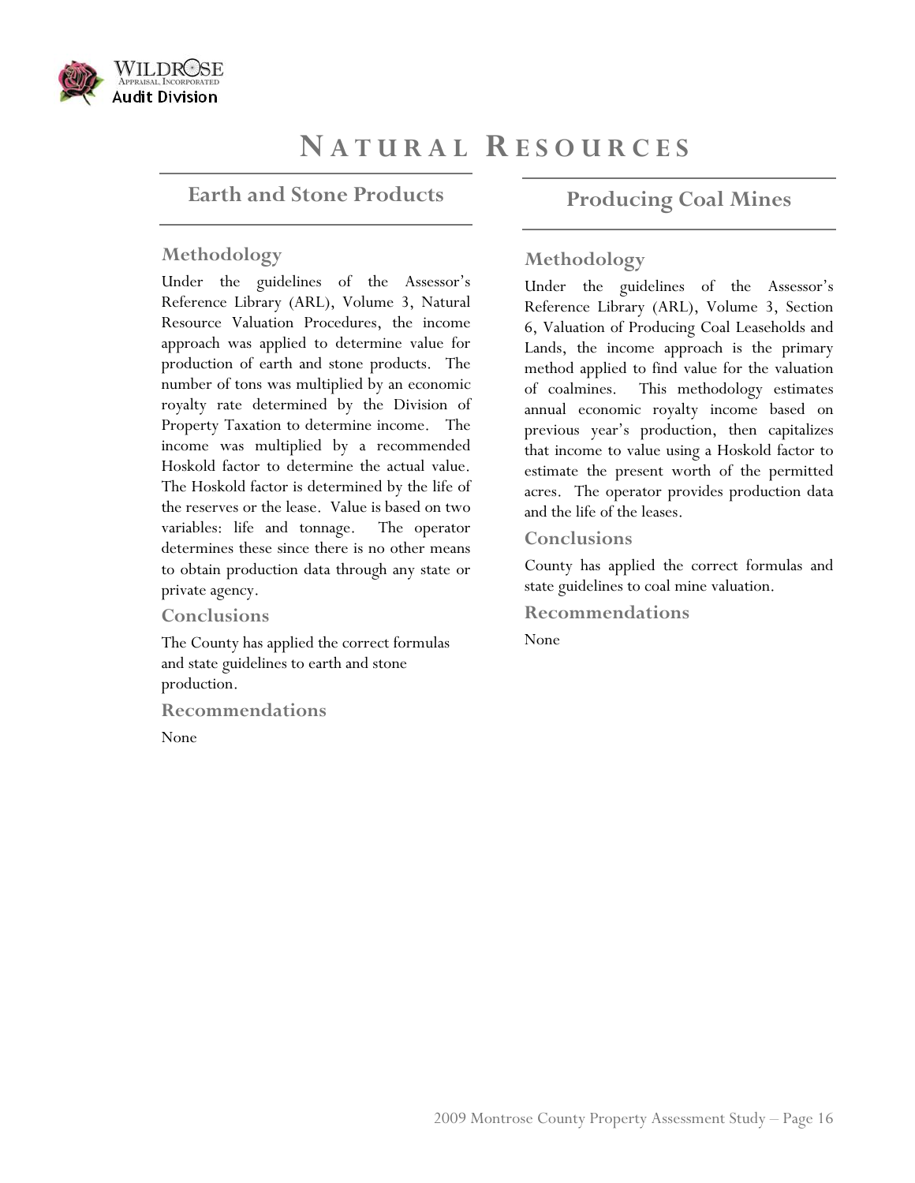# Natural Resources

## Earth and Stone Products

### Methodology

Under the guidelines of the Assessor's Reference Library (ARL), Volume 3, Natural Resource Valuation Procedures, the income approach was applied to determine value for production of earth and stone products. The number of tons was multiplied by an economic royalty rate determined by the Division of Property Taxation to determine income. The income was multiplied by a recommended Hoskold factor to determine the actual value. The Hoskold factor is determined by the life of the reserves or the lease. Value is based on two variables: life and tonnage. The operator determines these since there is no other means to obtain production data through any state or private agency.

### Conclusions

The County has applied the correct formulas and state guidelines to earth and stone production.

### Recommendations

None

## Producing Coal Mines

### Methodology

Under the guidelines of the Assessor's Reference Library (ARL), Volume 3, Section 6, Valuation of Producing Coal Leaseholds and Lands, the income approach is the primary method applied to find value for the valuation of coalmines. This methodology estimates annual economic royalty income based on previous year's production, then capitalizes that income to value using a Hoskold factor to estimate the present worth of the permitted acres. The operator provides production data and the life of the leases.

### Conclusions

County has applied the correct formulas and state guidelines to coal mine valuation.

### Recommendations

None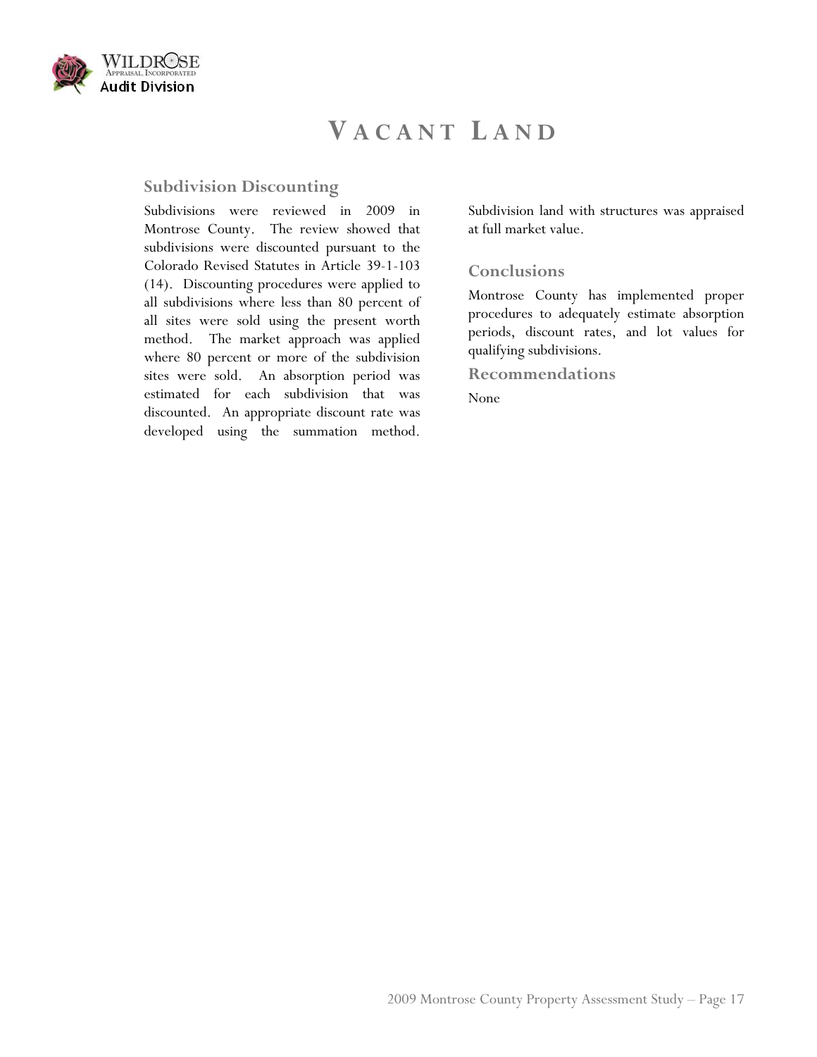# Vacant Land

## Subdivision Discounting

Subdivisions were reviewed in 2009 in Montrose County. The review showed that subdivisions were discounted pursuant to the Colorado Revised Statutes in Article 39-1-103 (14). Discounting procedures were applied to all subdivisions where less than 80 percent of all sites were sold using the present worth method. The market approach was applied where 80 percent or more of the subdivision sites were sold. An absorption period was estimated for each subdivision that was discounted. An appropriate discount rate was developed using the summation method. Subdivision land with structures was appraised at full market value.

## Conclusions

Montrose County has implemented proper procedures to adequately estimate absorption periods, discount rates, and lot values for qualifying subdivisions.

## Recommendations

None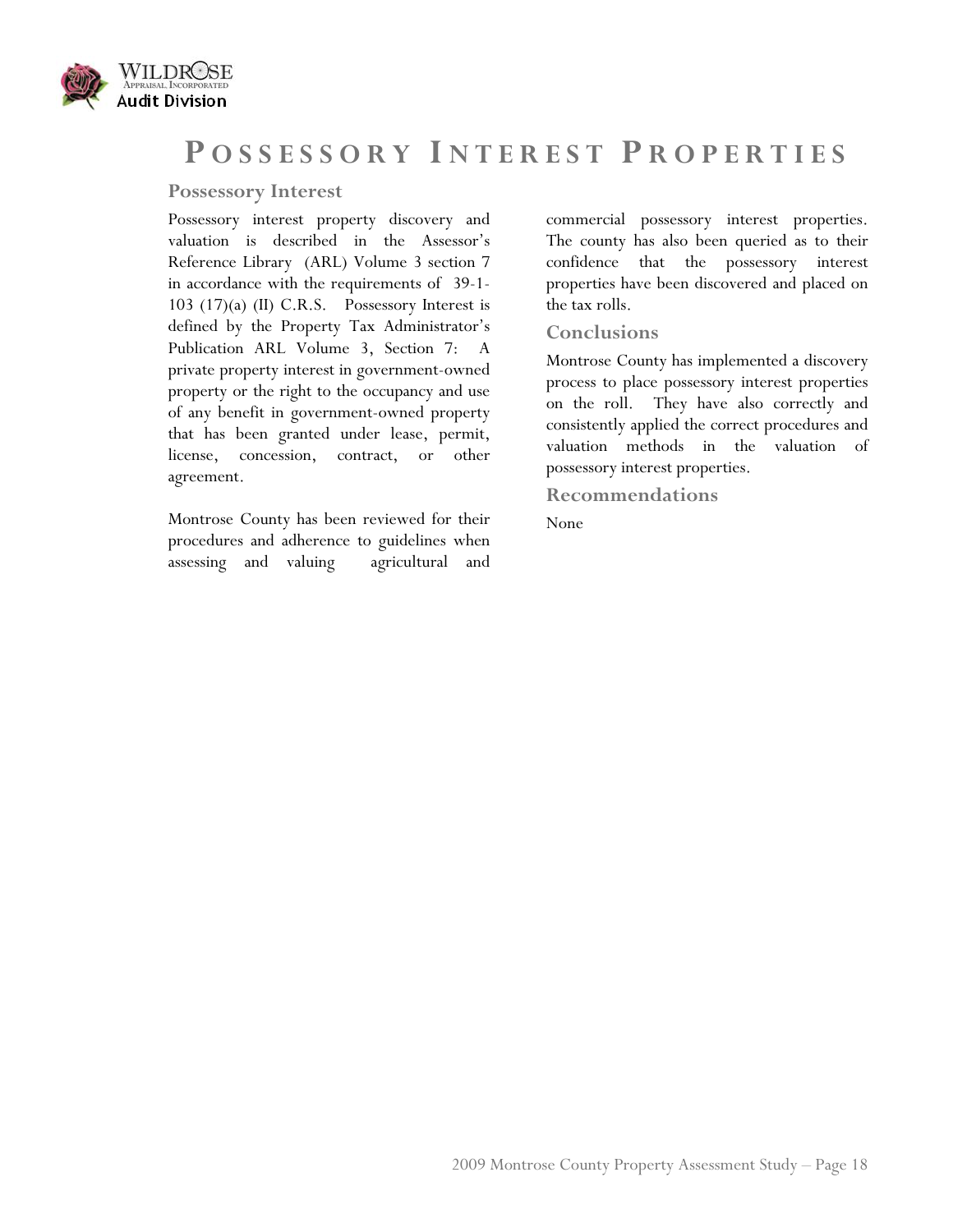# Possessory Interest Properties

## Possessory Interest

Possessory interest property discovery and valuation is described in the Assessor's Reference Library (ARL) Volume 3 section 7 in accordance with the requirements of 39-1-103 (17)(a) (II) C.R.S. Possessory Interest is defined by the Property Tax Administrator's Publication ARL Volume 3, Section 7: A private property interest in government-owned property or the right to the occupancy and use of any benefit in government-owned property that has been granted under lease, permit, license, concession, contract, or other agreement.

Montrose County has been reviewed for their procedures and adherence to guidelines when assessing and valuing agricultural and commercial possessory interest properties. The county has also been queried as to their confidence that the possessory interest properties have been discovered and placed on the tax rolls.

## Conclusions

Montrose County has implemented a discovery process to place possessory interest properties on the roll. They have also correctly and consistently applied the correct procedures and valuation methods in the valuation of possessory interest properties.

## Recommendations

None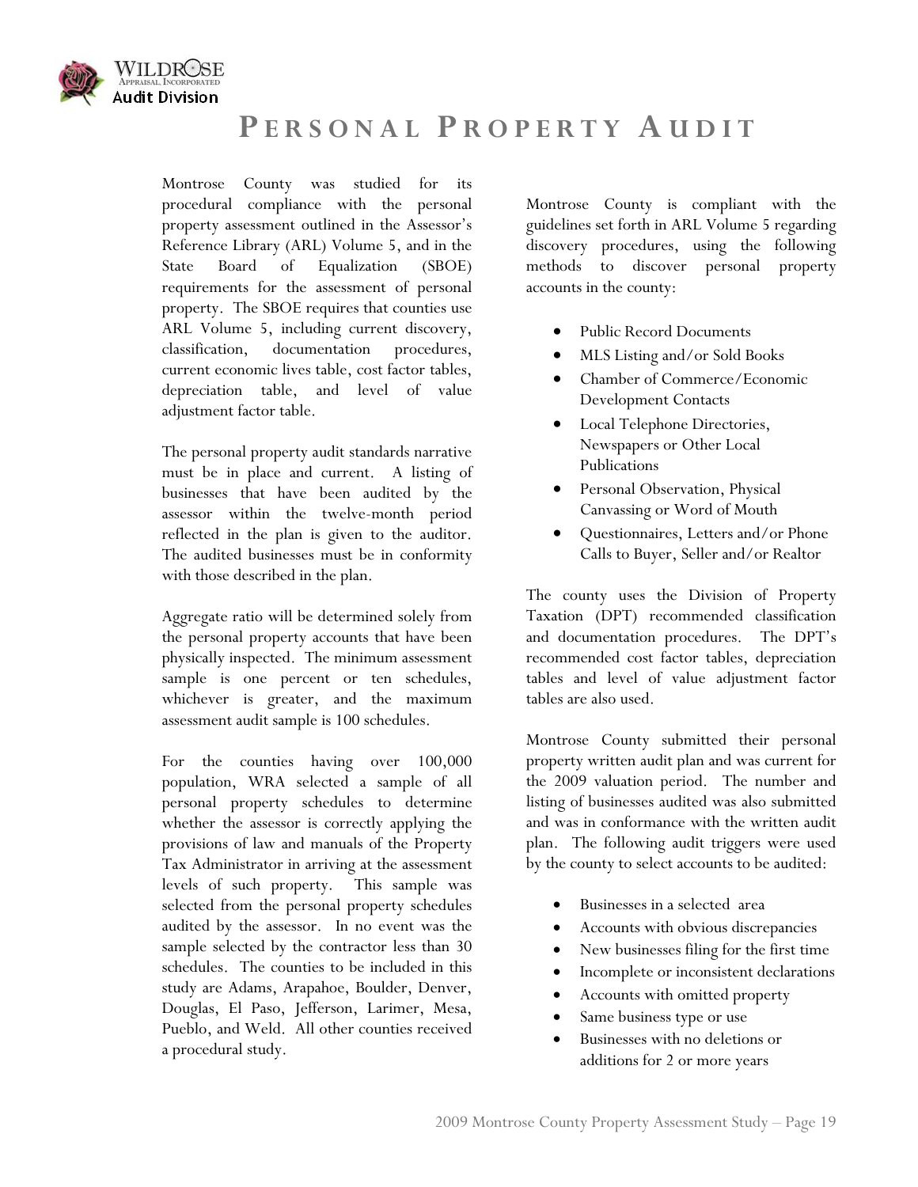# PERSONAL PROPERTY AUDIT

Montrose County was studied for its procedural compliance with the personal property assessment outlined in the Assessor's Reference Library (ARL) Volume 5, and in the State Board of Equalization (SBOE) requirements for the assessment of personal property. The SBOE requires that counties use ARL Volume 5, including current discovery, classification, documentation procedures, current economic lives table, cost factor tables, depreciation table, and level of value adjustment factor table.

The personal property audit standards narrative must be in place and current. A listing of businesses that have been audited by the assessor within the twelve-month period reflected in the plan is given to the auditor. The audited businesses must be in conformity with those described in the plan.

Aggregate ratio will be determined solely from the personal property accounts that have been physically inspected. The minimum assessment sample is one percent or ten schedules, whichever is greater, and the maximum assessment audit sample is 100 schedules.

For the counties having over 100,000 population, WRA selected a sample of all personal property schedules to determine whether the assessor is correctly applying the provisions of law and manuals of the Property Tax Administrator in arriving at the assessment levels of such property. This sample was selected from the personal property schedules audited by the assessor. In no event was the sample selected by the contractor less than 30 schedules. The counties to be included in this study are Adams, Arapahoe, Boulder, Denver, Douglas, El Paso, Jefferson, Larimer, Mesa, Pueblo, and Weld. All other counties received a procedural study.

Montrose County is compliant with the guidelines set forth in ARL Volume 5 regarding discovery procedures, using the following methods to discover personal property accounts in the county:

- Public Record Documents
- MLS Listing and/or Sold Books
- Chamber of Commerce/Economic Development Contacts
- Local Telephone Directories, Newspapers or Other Local Publications
- Personal Observation, Physical Canvassing or Word of Mouth
- Questionnaires, Letters and/or Phone Calls to Buyer, Seller and/or Realtor

The county uses the Division of Property Taxation (DPT) recommended classification and documentation procedures. The DPT's recommended cost factor tables, depreciation tables and level of value adjustment factor tables are also used.

Montrose County submitted their personal property written audit plan and was current for the 2009 valuation period. The number and listing of businesses audited was also submitted and was in conformance with the written audit plan. The following audit triggers were used by the county to select accounts to be audited:

- Businesses in a selected area
- Accounts with obvious discrepancies
- New businesses filing for the first time
- Incomplete or inconsistent declarations
- Accounts with omitted property
- Same business type or use
- Businesses with no deletions or additions for 2 or more years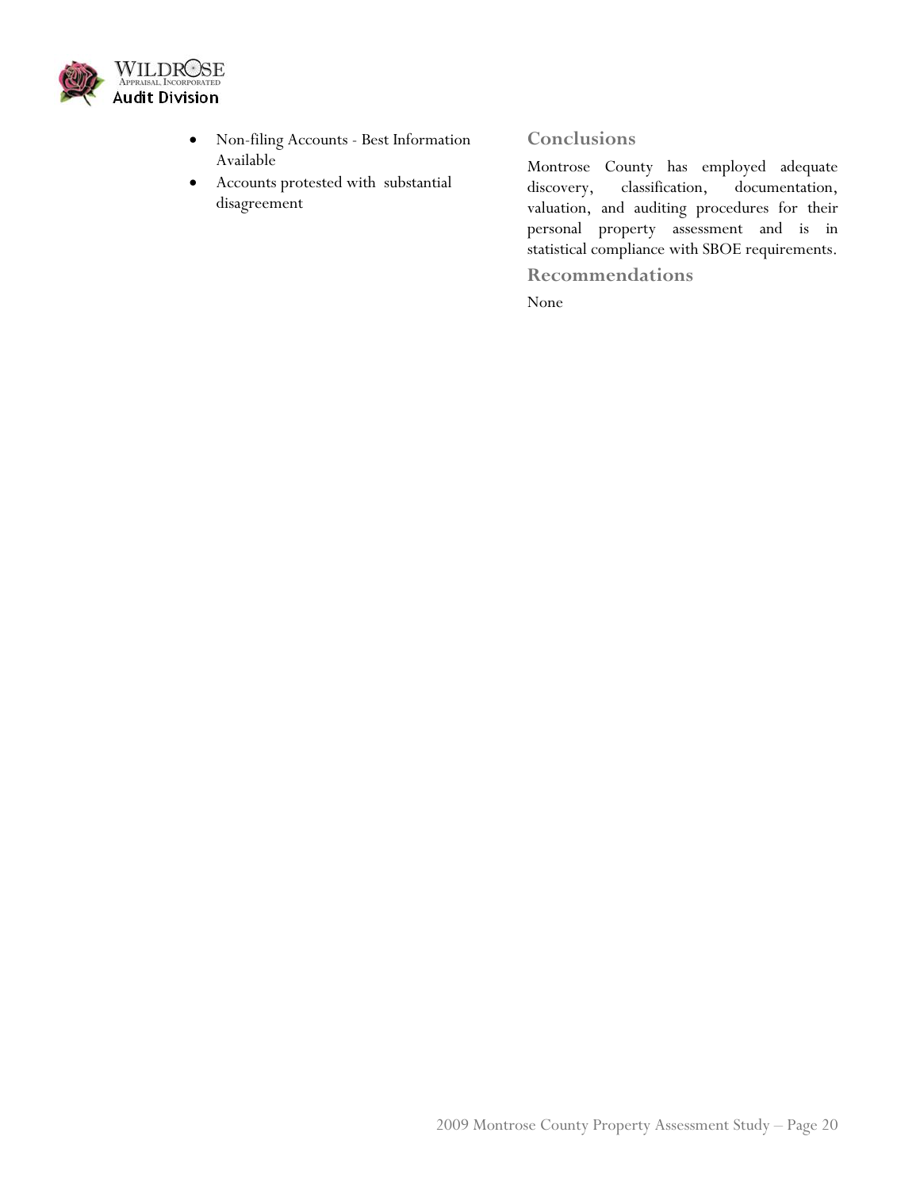- Non-filing Accounts - Best Information Available
- Accounts protested with substantial disagreement

## Conclusions

Montrose County has employed adequate discovery, classification, documentation, valuation, and auditing procedures for their personal property assessment and is in statistical compliance with SBOE requirements.

## Recommendations

None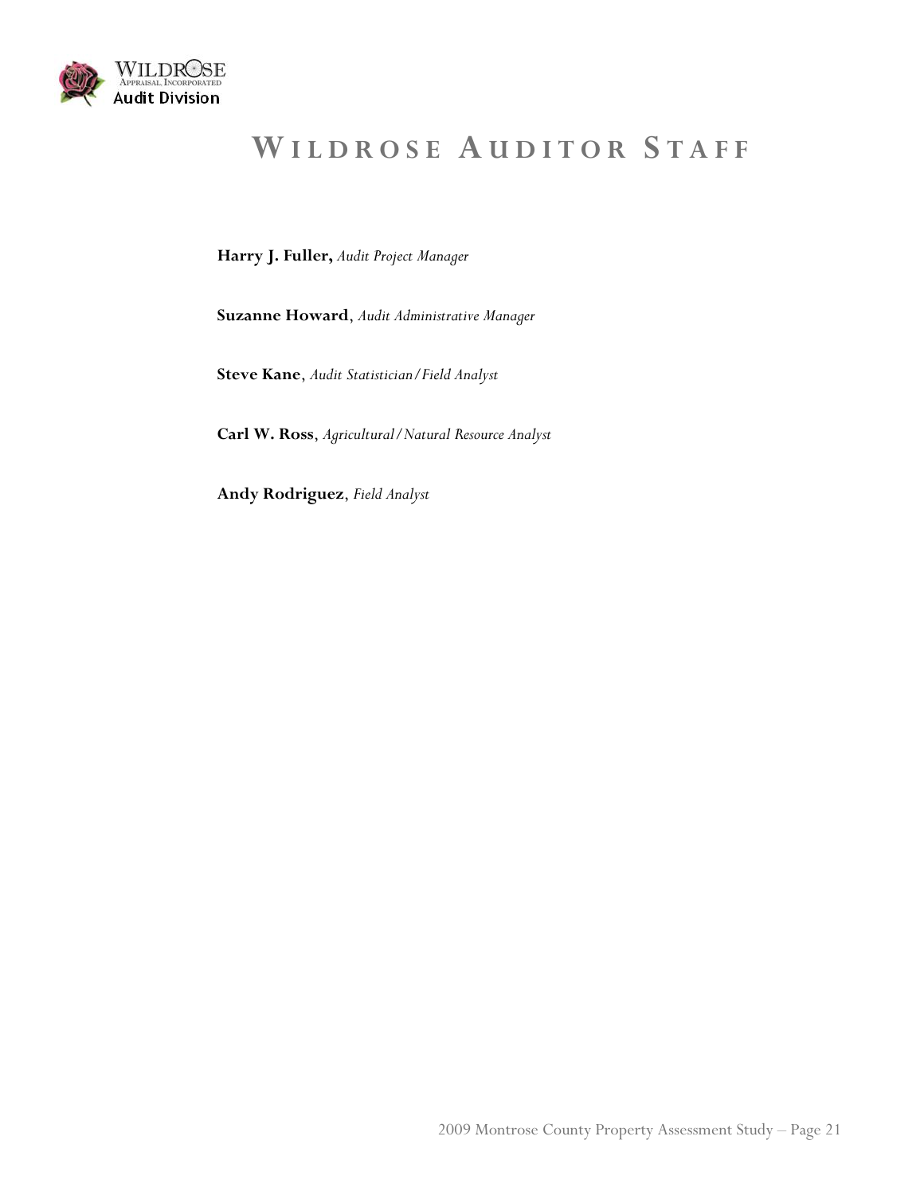# Wildrose Auditor Staff

**Harry J. Fuller,** *Audit Project Manager*

**Suzanne Howard**, *Audit Administrative Manager*

**Steve Kane**, *Audit Statistician/Field Analyst*

**Carl W. Ross**, *Agricultural/Natural Resource Analyst*

**Andy Rodriguez**, *Field Analyst*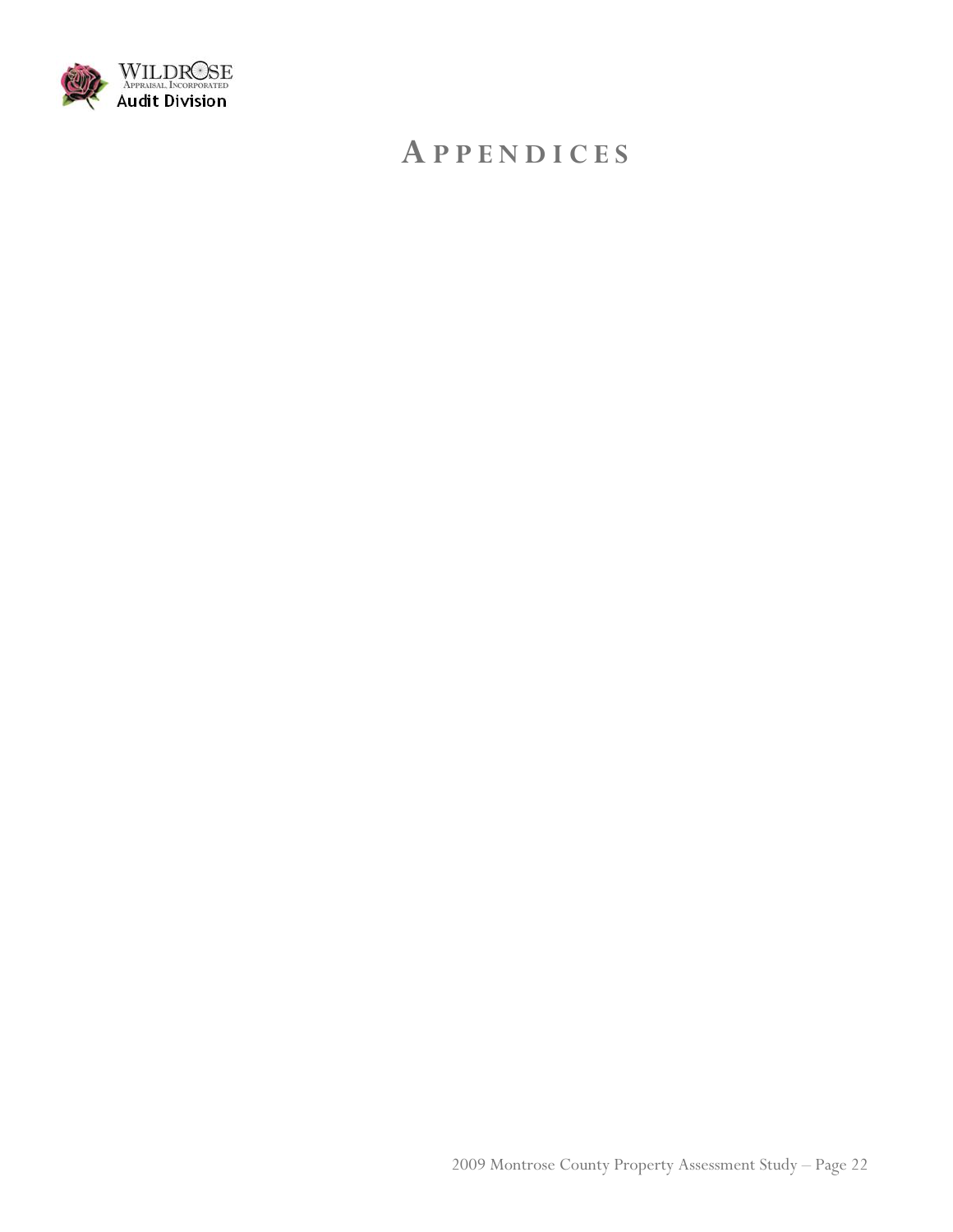# APPENDICES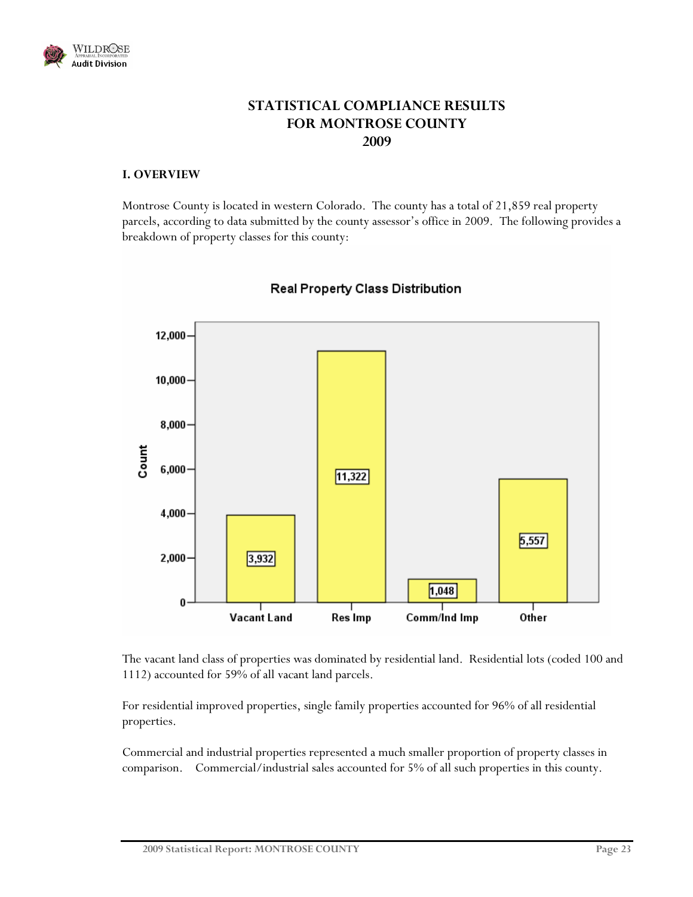# STATISTICAL COMPLIANCE RESULTS FOR MONTROSE COUNTY 2009

## I. OVERVIEW

Montrose County is located in western Colorado. The county has a total of 21,859 real property parcels, according to data submitted by the county assessor's office in 2009. The following provides a breakdown of property classes for this county:

**Real Property Class Distribution**

| Class | Count |
|---|---|
| Vacant Land | 3,932 |
| Res Imp | 11,322 |
| Comm/Ind Imp | 1,048 |
| Other | 5,557 |

The vacant land class of properties was dominated by residential land. Residential lots (coded 100 and 1112) accounted for 59% of all vacant land parcels.

For residential improved properties, single family properties accounted for 96% of all residential properties.

Commercial and industrial properties represented a much smaller proportion of property classes in comparison. Commercial/industrial sales accounted for 5% of all such properties in this county.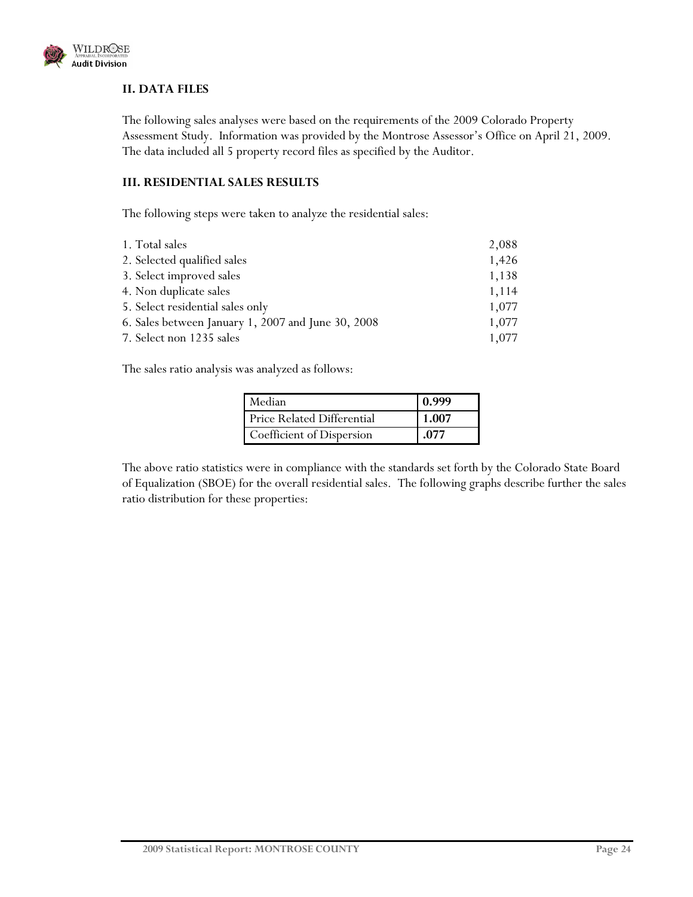## II. DATA FILES

The following sales analyses were based on the requirements of the 2009 Colorado Property Assessment Study. Information was provided by the Montrose Assessor's Office on April 21, 2009. The data included all 5 property record files as specified by the Auditor.

## III. RESIDENTIAL SALES RESULTS

The following steps were taken to analyze the residential sales:

| | |
|---|---|
| 1. Total sales | 2,088 |
| 2. Selected qualified sales | 1,426 |
| 3. Select improved sales | 1,138 |
| 4. Non duplicate sales | 1,114 |
| 5. Select residential sales only | 1,077 |
| 6. Sales between January 1, 2007 and June 30, 2008 | 1,077 |
| 7. Select non 1235 sales | 1,077 |

The sales ratio analysis was analyzed as follows:

| | |
|---|---|
| Median | **0.999** |
| Price Related Differential | **1.007** |
| Coefficient of Dispersion | **.077** |

The above ratio statistics were in compliance with the standards set forth by the Colorado State Board of Equalization (SBOE) for the overall residential sales. The following graphs describe further the sales ratio distribution for these properties: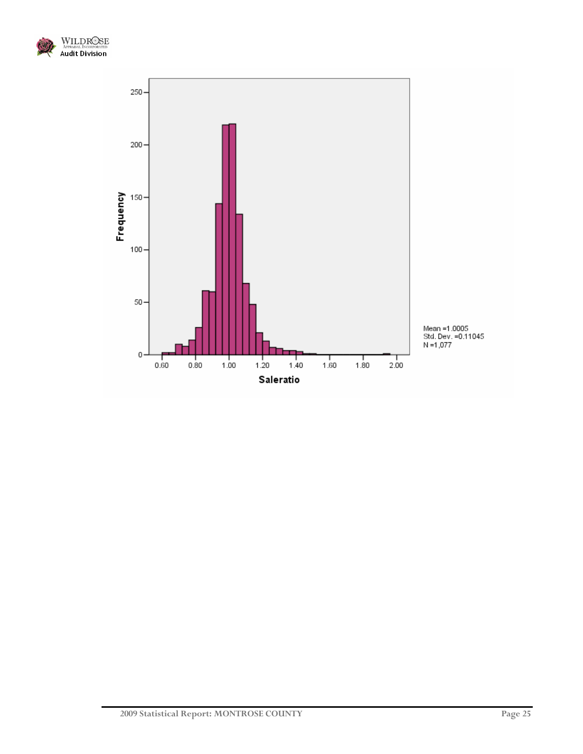Mean =1.0005
Std. Dev. =0.11045
N =1,077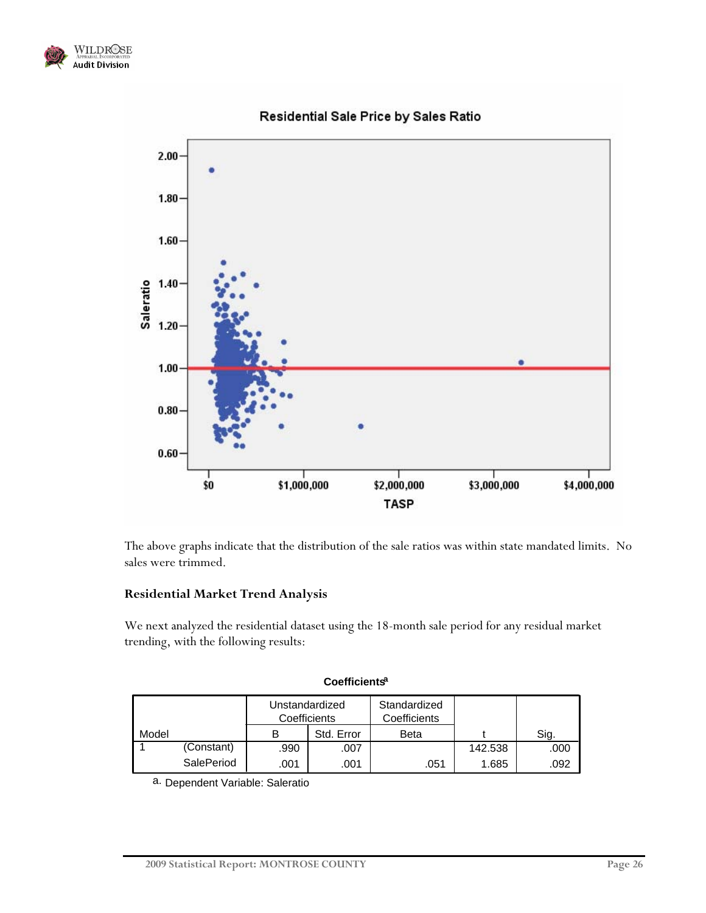The above graphs indicate that the distribution of the sale ratios was within state mandated limits. No sales were trimmed.

### Residential Market Trend Analysis

We next analyzed the residential dataset using the 18-month sale period for any residual market trending, with the following results:

**Coefficients[a]**

| Model | | Unstandardized Coefficients | | Standardized Coefficients | t | Sig. |
|---|---|---|---|---|---|---|
| | | B | Std. Error | Beta | | |
| 1 | (Constant) | .990 | .007 | | 142.538 | .000 |
| | SalePeriod | .001 | .001 | .051 | 1.685 | .092 |

a. Dependent Variable: Saleratio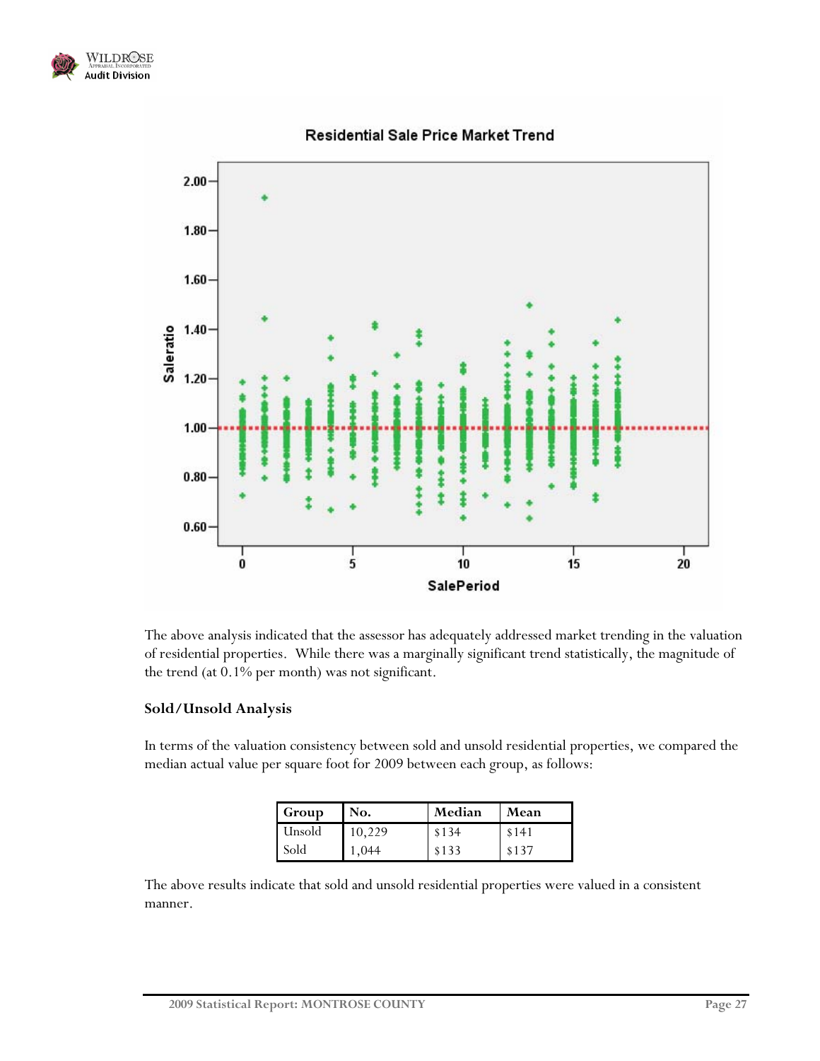Residential Sale Price Market Trend

The above analysis indicated that the assessor has adequately addressed market trending in the valuation of residential properties. While there was a marginally significant trend statistically, the magnitude of the trend (at 0.1% per month) was not significant.

### Sold/Unsold Analysis

In terms of the valuation consistency between sold and unsold residential properties, we compared the median actual value per square foot for 2009 between each group, as follows:

| Group | No. | Median | Mean |
|---|---|---|---|
| Unsold | 10,229 | $134 | $141 |
| Sold | 1,044 | $133 | $137 |

The above results indicate that sold and unsold residential properties were valued in a consistent manner.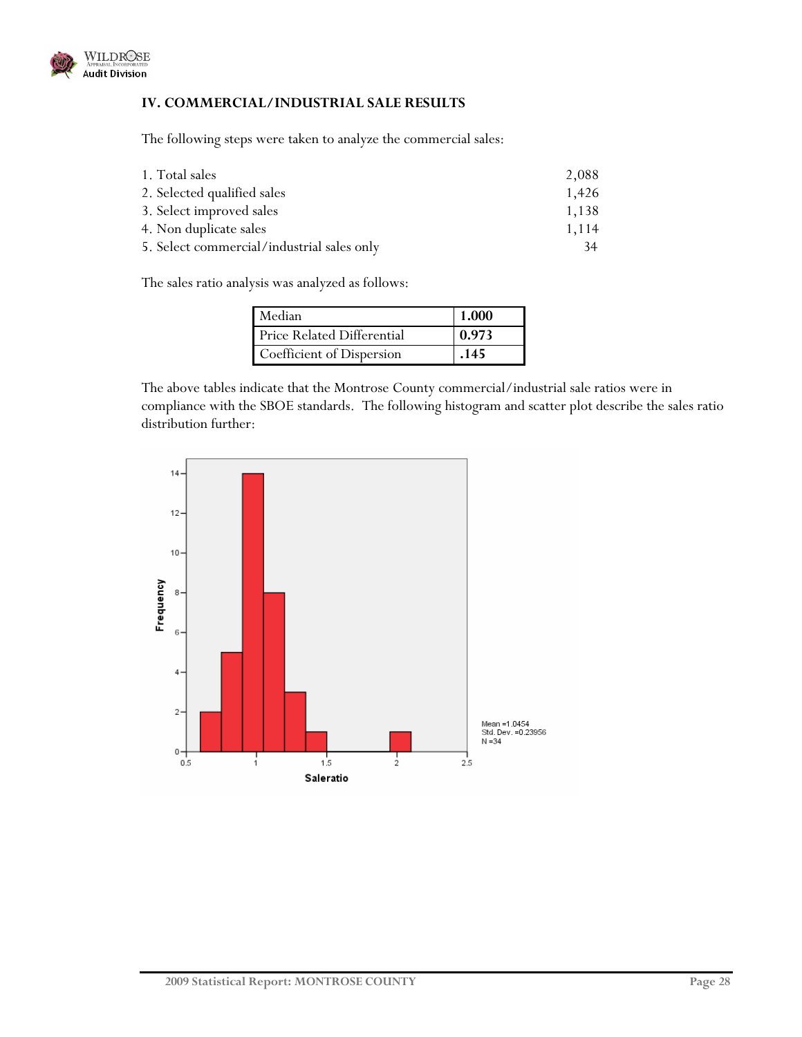### IV. COMMERCIAL/INDUSTRIAL SALE RESULTS

The following steps were taken to analyze the commercial sales:

| | |
|---|---|
| 1. Total sales | 2,088 |
| 2. Selected qualified sales | 1,426 |
| 3. Select improved sales | 1,138 |
| 4. Non duplicate sales | 1,114 |
| 5. Select commercial/industrial sales only | 34 |

The sales ratio analysis was analyzed as follows:

| | |
|---|---|
| Median | **1.000** |
| Price Related Differential | **0.973** |
| Coefficient of Dispersion | **.145** |

The above tables indicate that the Montrose County commercial/industrial sale ratios were in compliance with the SBOE standards. The following histogram and scatter plot describe the sales ratio distribution further: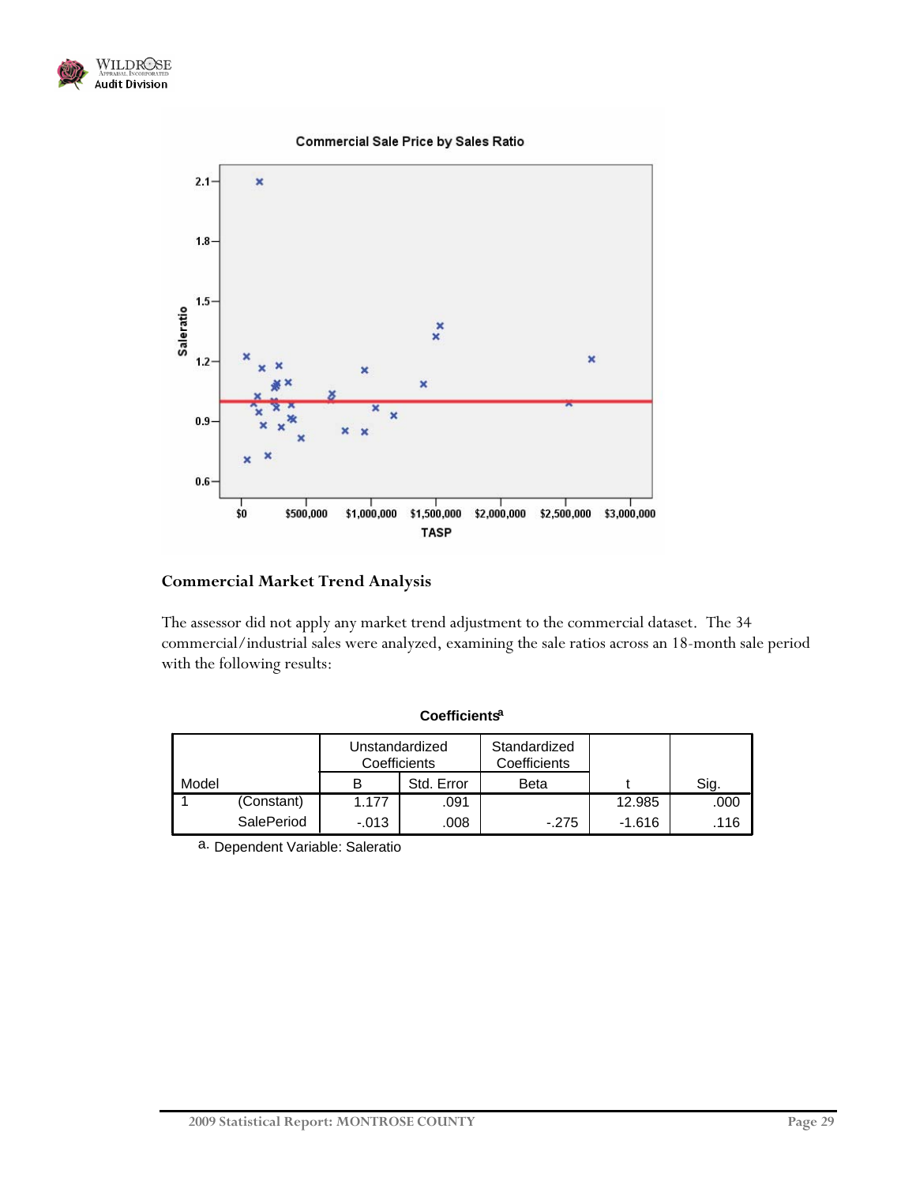**Commercial Sale Price by Sales Ratio**

## Commercial Market Trend Analysis

The assessor did not apply any market trend adjustment to the commercial dataset. The 34 commercial/industrial sales were analyzed, examining the sale ratios across an 18-month sale period with the following results:

**Coefficients**[a]

| Model | | Unstandardized Coefficients | | Standardized Coefficients | t | Sig. |
|---|---|---|---|---|---|---|
| | | B | Std. Error | Beta | | |
| 1 | (Constant) | 1.177 | .091 | | 12.985 | .000 |
| | SalePeriod | -.013 | .008 | -.275 | -1.616 | .116 |

a. Dependent Variable: Saleratio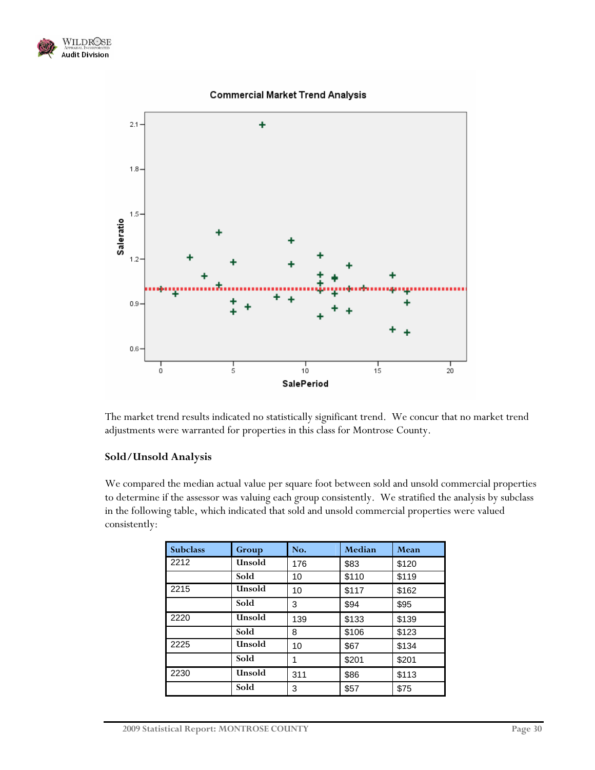The market trend results indicated no statistically significant trend. We concur that no market trend adjustments were warranted for properties in this class for Montrose County.

### Sold/Unsold Analysis

We compared the median actual value per square foot between sold and unsold commercial properties to determine if the assessor was valuing each group consistently. We stratified the analysis by subclass in the following table, which indicated that sold and unsold commercial properties were valued consistently:

| Subclass | Group | No. | Median | Mean |
|---|---|---|---|---|
| 2212 | Unsold | 176 | $83 | $120 |
| | Sold | 10 | $110 | $119 |
| 2215 | Unsold | 10 | $117 | $162 |
| | Sold | 3 | $94 | $95 |
| 2220 | Unsold | 139 | $133 | $139 |
| | Sold | 8 | $106 | $123 |
| 2225 | Unsold | 10 | $67 | $134 |
| | Sold | 1 | $201 | $201 |
| 2230 | Unsold | 311 | $86 | $113 |
| | Sold | 3 | $57 | $75 |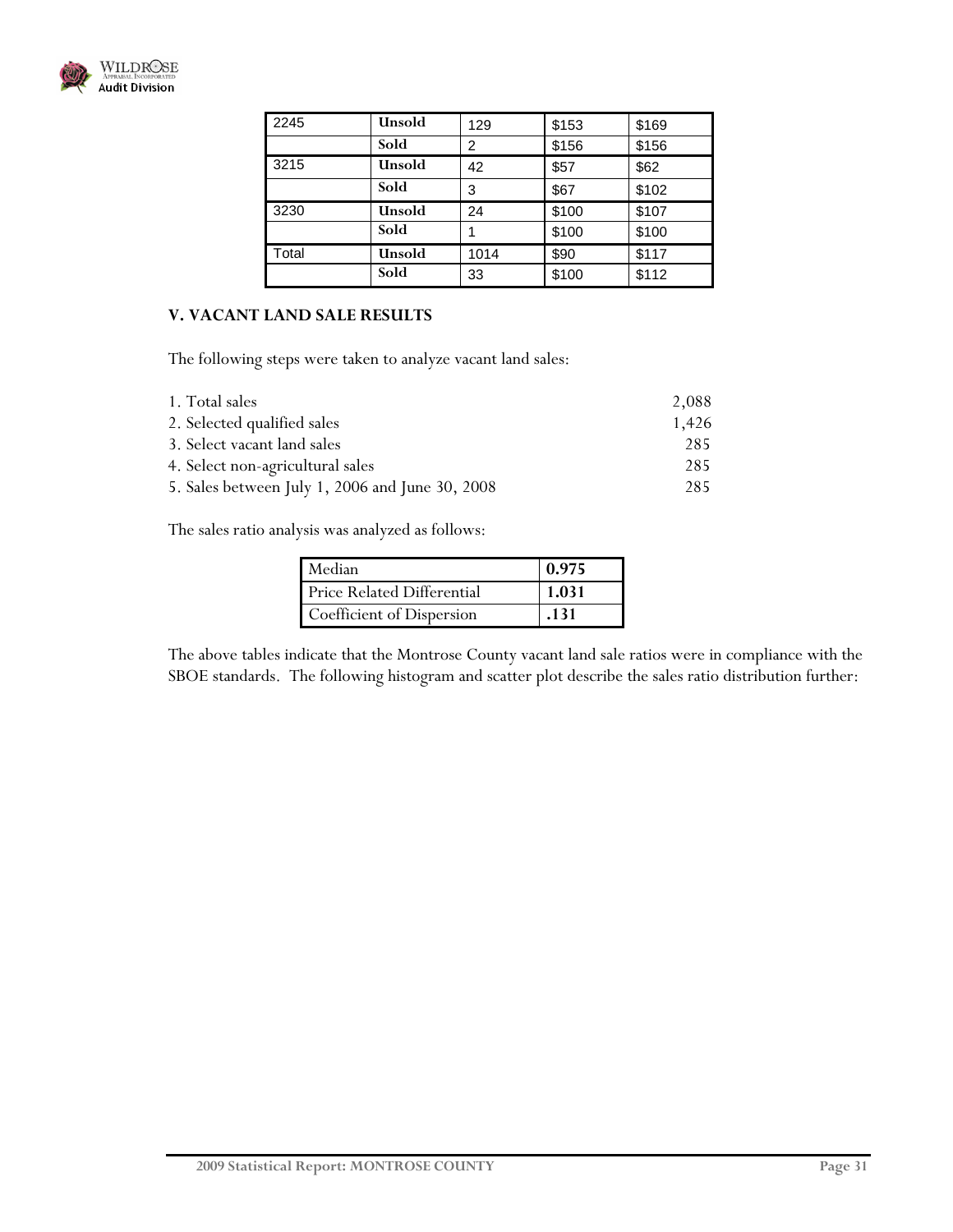| 2245 | Unsold | 129 | $153 | $169 |
|---|---|---|---|---|
| | Sold | 2 | $156 | $156 |
| 3215 | Unsold | 42 | $57 | $62 |
| | Sold | 3 | $67 | $102 |
| 3230 | Unsold | 24 | $100 | $107 |
| | Sold | 1 | $100 | $100 |
| Total | Unsold | 1014 | $90 | $117 |
| | Sold | 33 | $100 | $112 |

## V. VACANT LAND SALE RESULTS

The following steps were taken to analyze vacant land sales:

| | |
|---|---|
| 1. Total sales | 2,088 |
| 2. Selected qualified sales | 1,426 |
| 3. Select vacant land sales | 285 |
| 4. Select non-agricultural sales | 285 |
| 5. Sales between July 1, 2006 and June 30, 2008 | 285 |

The sales ratio analysis was analyzed as follows:

| | |
|---|---|
| Median | **0.975** |
| Price Related Differential | **1.031** |
| Coefficient of Dispersion | **.131** |

The above tables indicate that the Montrose County vacant land sale ratios were in compliance with the SBOE standards. The following histogram and scatter plot describe the sales ratio distribution further: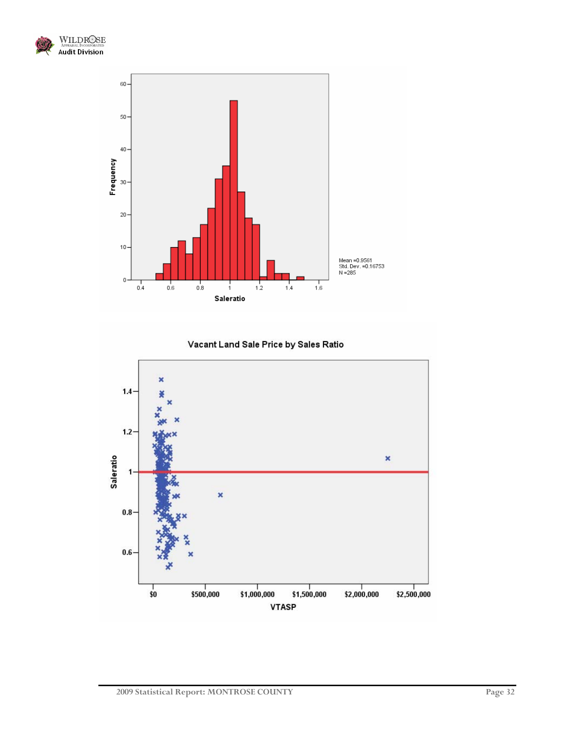Mean =0.9561
Std. Dev. =0.16753
N =285

Vacant Land Sale Price by Sales Ratio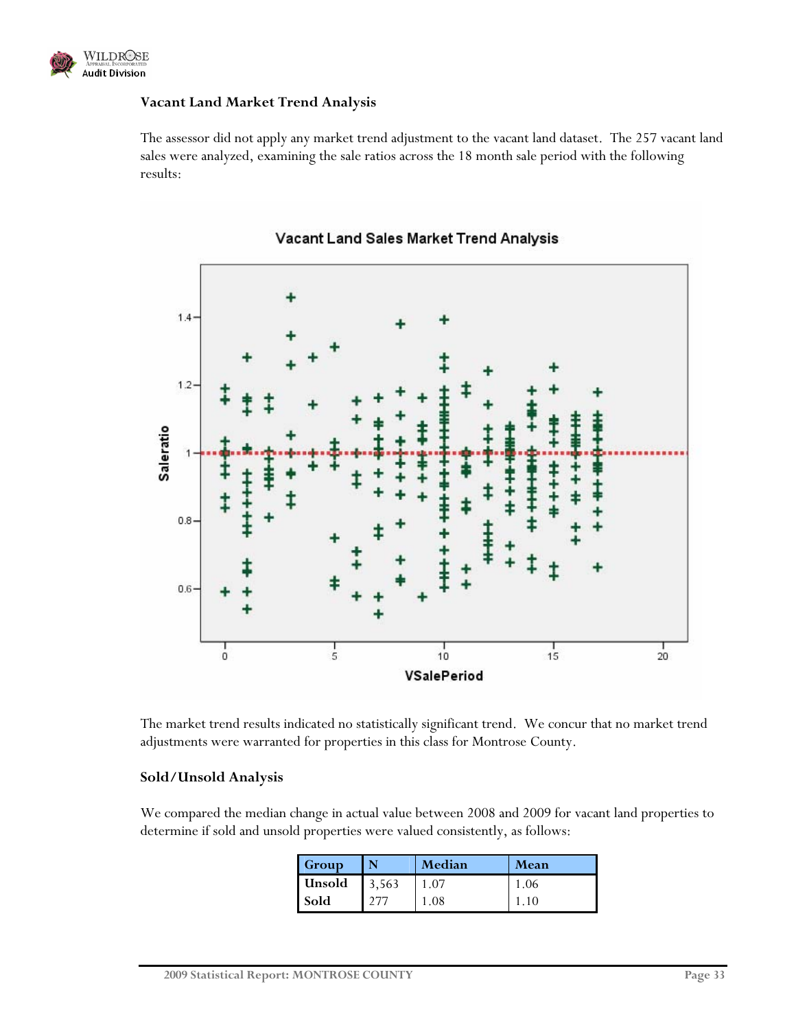### Vacant Land Market Trend Analysis

The assessor did not apply any market trend adjustment to the vacant land dataset. The 257 vacant land sales were analyzed, examining the sale ratios across the 18 month sale period with the following results:

The market trend results indicated no statistically significant trend. We concur that no market trend adjustments were warranted for properties in this class for Montrose County.

### Sold/Unsold Analysis

We compared the median change in actual value between 2008 and 2009 for vacant land properties to determine if sold and unsold properties were valued consistently, as follows:

| Group | N | Median | Mean |
|---|---|---|---|
| Unsold | 3,563 | 1.07 | 1.06 |
| Sold | 277 | 1.08 | 1.10 |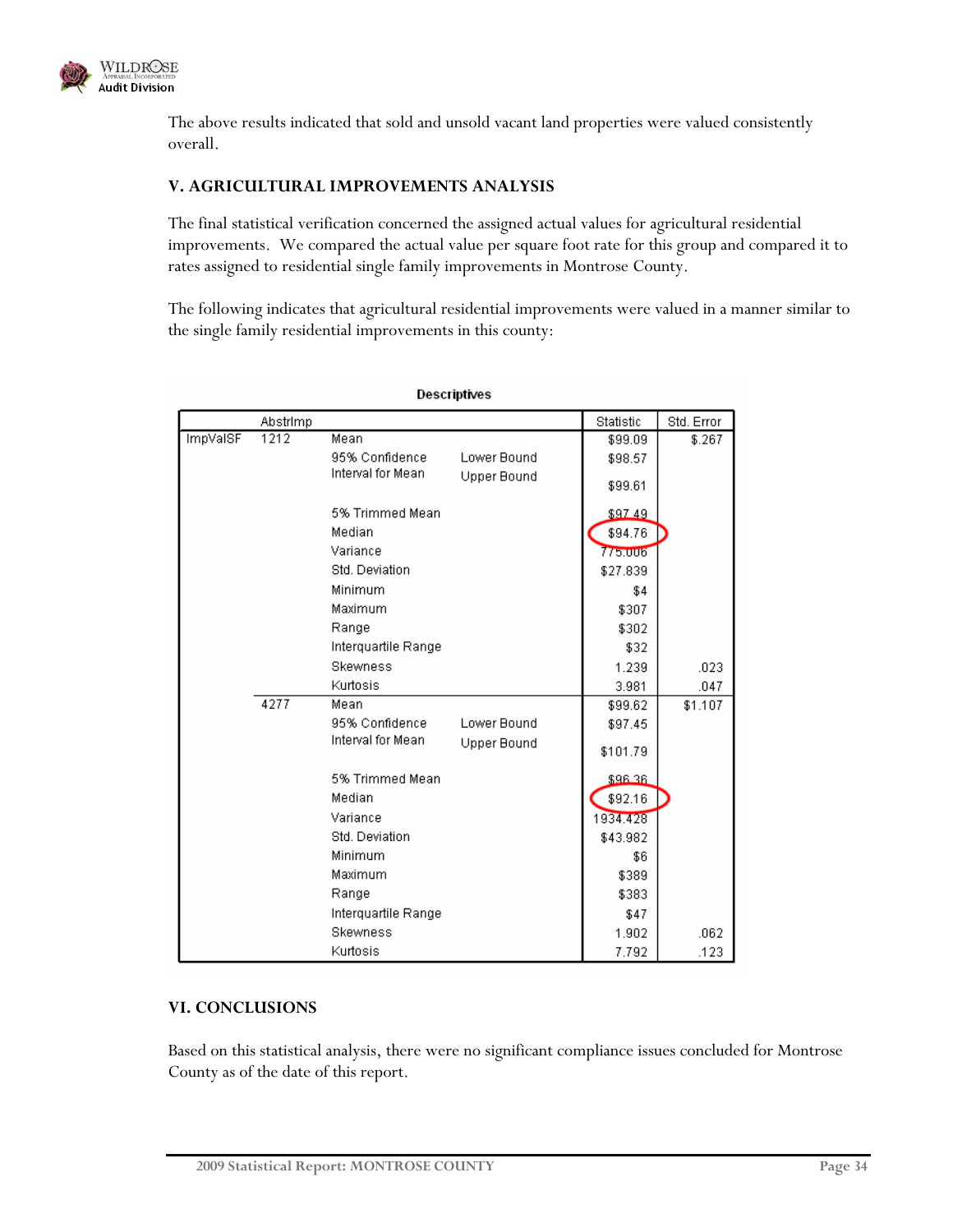The above results indicated that sold and unsold vacant land properties were valued consistently overall.

## V. AGRICULTURAL IMPROVEMENTS ANALYSIS

The final statistical verification concerned the assigned actual values for agricultural residential improvements. We compared the actual value per square foot rate for this group and compared it to rates assigned to residential single family improvements in Montrose County.

The following indicates that agricultural residential improvements were valued in a manner similar to the single family residential improvements in this county:

**Descriptives**

| | AbstrImp | | | Statistic | Std. Error |
|---|---|---|---|---|---|
| ImpValSF | 1212 | Mean | | $99.09 | $.267 |
| | | 95% Confidence Interval for Mean | Lower Bound | $98.57 | |
| | | | Upper Bound | $99.61 | |
| | | 5% Trimmed Mean | | $97.49 | |
| | | Median | | $94.76 | |
| | | Variance | | 775.006 | |
| | | Std. Deviation | | $27.839 | |
| | | Minimum | | $4 | |
| | | Maximum | | $307 | |
| | | Range | | $302 | |
| | | Interquartile Range | | $32 | |
| | | Skewness | | 1.239 | .023 |
| | | Kurtosis | | 3.981 | .047 |
| | 4277 | Mean | | $99.62 | $1.107 |
| | | 95% Confidence Interval for Mean | Lower Bound | $97.45 | |
| | | | Upper Bound | $101.79 | |
| | | 5% Trimmed Mean | | $96.36 | |
| | | Median | | $92.16 | |
| | | Variance | | 1934.428 | |
| | | Std. Deviation | | $43.982 | |
| | | Minimum | | $6 | |
| | | Maximum | | $389 | |
| | | Range | | $383 | |
| | | Interquartile Range | | $47 | |
| | | Skewness | | 1.902 | .062 |
| | | Kurtosis | | 7.792 | .123 |

## VI. CONCLUSIONS

Based on this statistical analysis, there were no significant compliance issues concluded for Montrose County as of the date of this report.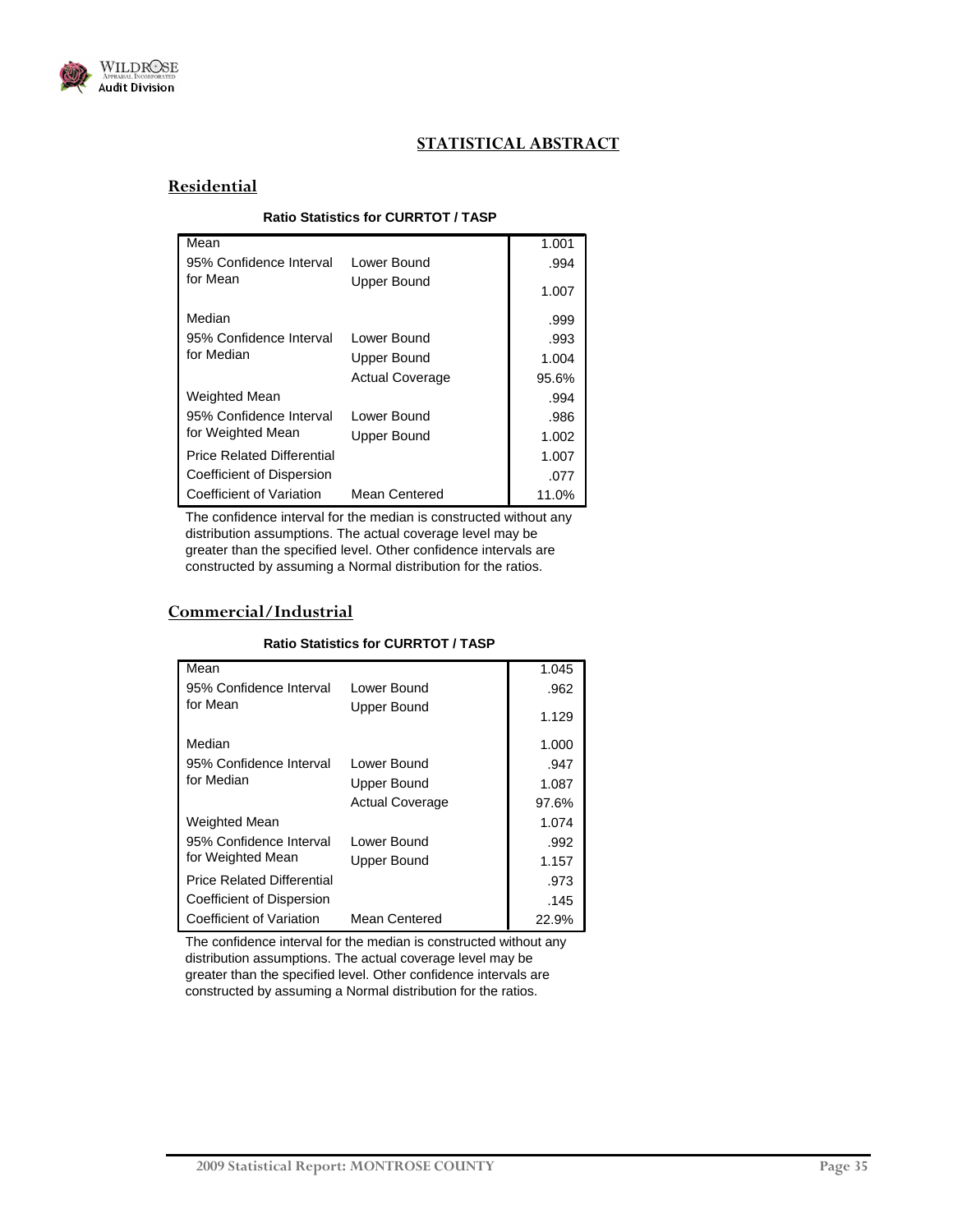# STATISTICAL ABSTRACT

## Residential

**Ratio Statistics for CURRTOT / TASP**

| | | |
|---|---|---|
| Mean | | 1.001 |
| 95% Confidence Interval for Mean | Lower Bound | .994 |
| | Upper Bound | 1.007 |
| Median | | .999 |
| 95% Confidence Interval for Median | Lower Bound | .993 |
| | Upper Bound | 1.004 |
| | Actual Coverage | 95.6% |
| Weighted Mean | | .994 |
| 95% Confidence Interval for Weighted Mean | Lower Bound | .986 |
| | Upper Bound | 1.002 |
| Price Related Differential | | 1.007 |
| Coefficient of Dispersion | | .077 |
| Coefficient of Variation | Mean Centered | 11.0% |

The confidence interval for the median is constructed without any distribution assumptions. The actual coverage level may be greater than the specified level. Other confidence intervals are constructed by assuming a Normal distribution for the ratios.

## Commercial/Industrial

**Ratio Statistics for CURRTOT / TASP**

| | | |
|---|---|---|
| Mean | | 1.045 |
| 95% Confidence Interval for Mean | Lower Bound | .962 |
| | Upper Bound | 1.129 |
| Median | | 1.000 |
| 95% Confidence Interval for Median | Lower Bound | .947 |
| | Upper Bound | 1.087 |
| | Actual Coverage | 97.6% |
| Weighted Mean | | 1.074 |
| 95% Confidence Interval for Weighted Mean | Lower Bound | .992 |
| | Upper Bound | 1.157 |
| Price Related Differential | | .973 |
| Coefficient of Dispersion | | .145 |
| Coefficient of Variation | Mean Centered | 22.9% |

The confidence interval for the median is constructed without any distribution assumptions. The actual coverage level may be greater than the specified level. Other confidence intervals are constructed by assuming a Normal distribution for the ratios.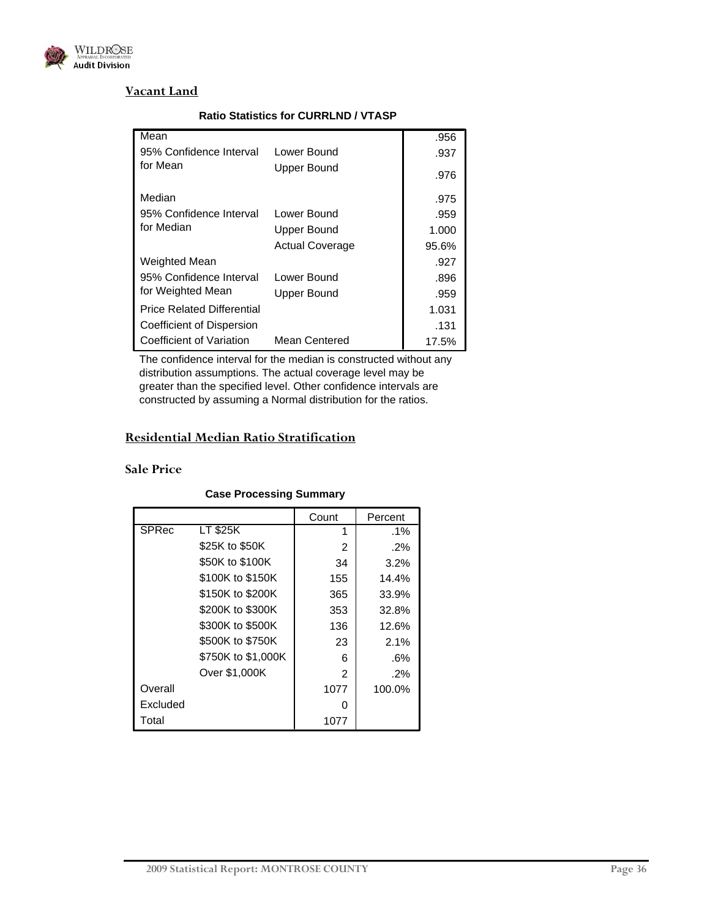## Vacant Land

**Ratio Statistics for CURRLND / VTASP**

| | | |
|---|---|---|
| Mean | | .956 |
| 95% Confidence Interval for Mean | Lower Bound | .937 |
| | Upper Bound | .976 |
| Median | | .975 |
| 95% Confidence Interval for Median | Lower Bound | .959 |
| | Upper Bound | 1.000 |
| | Actual Coverage | 95.6% |
| Weighted Mean | | .927 |
| 95% Confidence Interval for Weighted Mean | Lower Bound | .896 |
| | Upper Bound | .959 |
| Price Related Differential | | 1.031 |
| Coefficient of Dispersion | | .131 |
| Coefficient of Variation | Mean Centered | 17.5% |

The confidence interval for the median is constructed without any distribution assumptions. The actual coverage level may be greater than the specified level. Other confidence intervals are constructed by assuming a Normal distribution for the ratios.

## Residential Median Ratio Stratification

### Sale Price

**Case Processing Summary**

| | | Count | Percent |
|---|---|---|---|
| SPRec | LT $25K | 1 | .1% |
| | $25K to $50K | 2 | .2% |
| | $50K to $100K | 34 | 3.2% |
| | $100K to $150K | 155 | 14.4% |
| | $150K to $200K | 365 | 33.9% |
| | $200K to $300K | 353 | 32.8% |
| | $300K to $500K | 136 | 12.6% |
| | $500K to $750K | 23 | 2.1% |
| | $750K to $1,000K | 6 | .6% |
| | Over $1,000K | 2 | .2% |
| Overall | | 1077 | 100.0% |
| Excluded | | 0 | |
| Total | | 1077 | |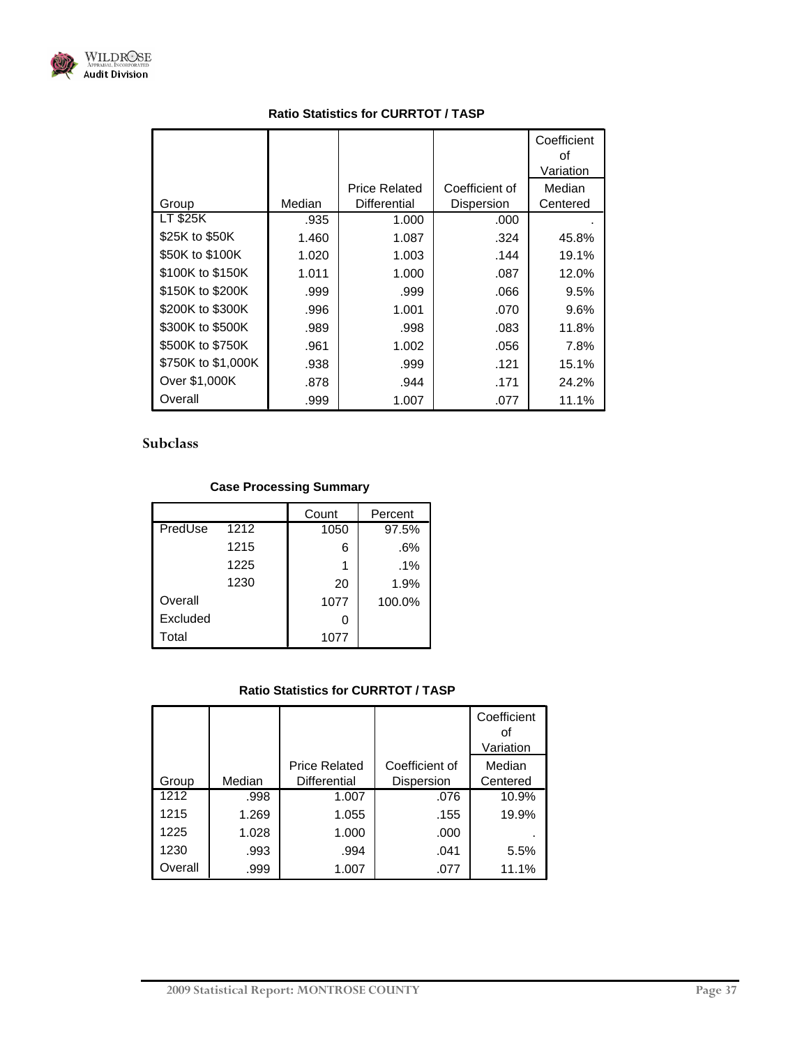**Ratio Statistics for CURRTOT / TASP**

| Group | Median | Price Related Differential | Coefficient of Dispersion | Coefficient of Variation Median Centered |
|---|---|---|---|---|
| LT $25K | .935 | 1.000 | .000 | . |
| $25K to $50K | 1.460 | 1.087 | .324 | 45.8% |
| $50K to $100K | 1.020 | 1.003 | .144 | 19.1% |
| $100K to $150K | 1.011 | 1.000 | .087 | 12.0% |
| $150K to $200K | .999 | .999 | .066 | 9.5% |
| $200K to $300K | .996 | 1.001 | .070 | 9.6% |
| $300K to $500K | .989 | .998 | .083 | 11.8% |
| $500K to $750K | .961 | 1.002 | .056 | 7.8% |
| $750K to $1,000K | .938 | .999 | .121 | 15.1% |
| Over $1,000K | .878 | .944 | .171 | 24.2% |
| Overall | .999 | 1.007 | .077 | 11.1% |

## Subclass

**Case Processing Summary**

| | | Count | Percent |
|---|---|---|---|
| PredUse | 1212 | 1050 | 97.5% |
| | 1215 | 6 | .6% |
| | 1225 | 1 | .1% |
| | 1230 | 20 | 1.9% |
| Overall | | 1077 | 100.0% |
| Excluded | | 0 | |
| Total | | 1077 | |

**Ratio Statistics for CURRTOT / TASP**

| Group | Median | Price Related Differential | Coefficient of Dispersion | Coefficient of Variation Median Centered |
|---|---|---|---|---|
| 1212 | .998 | 1.007 | .076 | 10.9% |
| 1215 | 1.269 | 1.055 | .155 | 19.9% |
| 1225 | 1.028 | 1.000 | .000 | . |
| 1230 | .993 | .994 | .041 | 5.5% |
| Overall | .999 | 1.007 | .077 | 11.1% |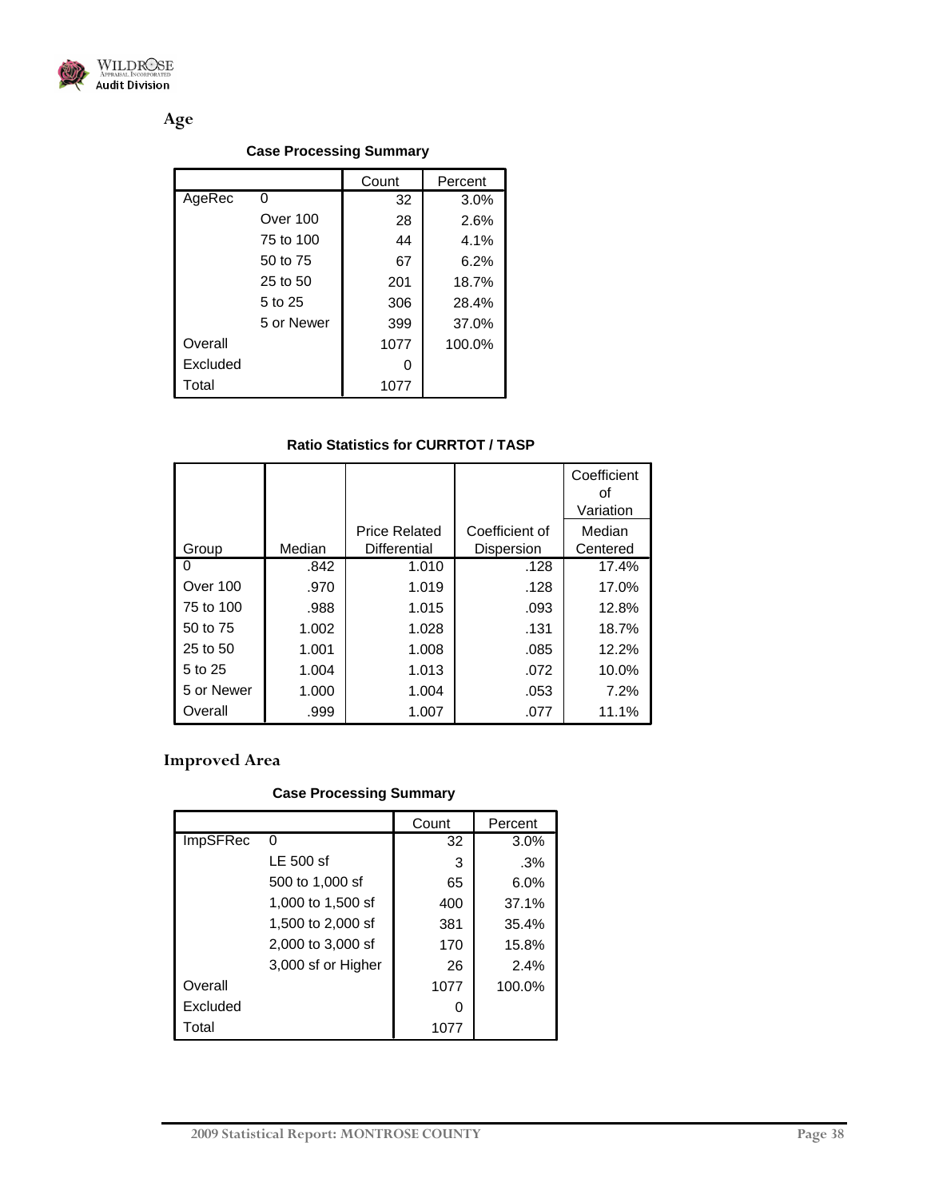## Age

**Case Processing Summary**

| | | Count | Percent |
|---|---|---|---|
| AgeRec | 0 | 32 | 3.0% |
| | Over 100 | 28 | 2.6% |
| | 75 to 100 | 44 | 4.1% |
| | 50 to 75 | 67 | 6.2% |
| | 25 to 50 | 201 | 18.7% |
| | 5 to 25 | 306 | 28.4% |
| | 5 or Newer | 399 | 37.0% |
| Overall | | 1077 | 100.0% |
| Excluded | | 0 | |
| Total | | 1077 | |

**Ratio Statistics for CURRTOT / TASP**

| Group | Median | Price Related Differential | Coefficient of Dispersion | Coefficient of Variation Median Centered |
|---|---|---|---|---|
| 0 | .842 | 1.010 | .128 | 17.4% |
| Over 100 | .970 | 1.019 | .128 | 17.0% |
| 75 to 100 | .988 | 1.015 | .093 | 12.8% |
| 50 to 75 | 1.002 | 1.028 | .131 | 18.7% |
| 25 to 50 | 1.001 | 1.008 | .085 | 12.2% |
| 5 to 25 | 1.004 | 1.013 | .072 | 10.0% |
| 5 or Newer | 1.000 | 1.004 | .053 | 7.2% |
| Overall | .999 | 1.007 | .077 | 11.1% |

## Improved Area

**Case Processing Summary**

| | | Count | Percent |
|---|---|---|---|
| ImpSFRec | 0 | 32 | 3.0% |
| | LE 500 sf | 3 | .3% |
| | 500 to 1,000 sf | 65 | 6.0% |
| | 1,000 to 1,500 sf | 400 | 37.1% |
| | 1,500 to 2,000 sf | 381 | 35.4% |
| | 2,000 to 3,000 sf | 170 | 15.8% |
| | 3,000 sf or Higher | 26 | 2.4% |
| Overall | | 1077 | 100.0% |
| Excluded | | 0 | |
| Total | | 1077 | |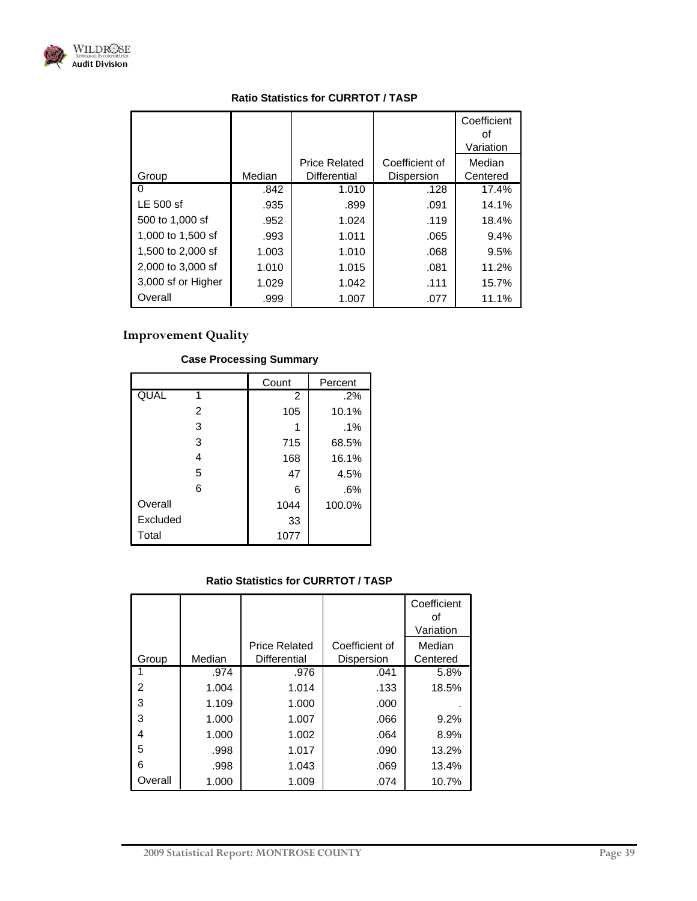**Ratio Statistics for CURRTOT / TASP**

| Group | Median | Price Related Differential | Coefficient of Dispersion | Coefficient of Variation Median Centered |
|---|---|---|---|---|
| 0 | .842 | 1.010 | .128 | 17.4% |
| LE 500 sf | .935 | .899 | .091 | 14.1% |
| 500 to 1,000 sf | .952 | 1.024 | .119 | 18.4% |
| 1,000 to 1,500 sf | .993 | 1.011 | .065 | 9.4% |
| 1,500 to 2,000 sf | 1.003 | 1.010 | .068 | 9.5% |
| 2,000 to 3,000 sf | 1.010 | 1.015 | .081 | 11.2% |
| 3,000 sf or Higher | 1.029 | 1.042 | .111 | 15.7% |
| Overall | .999 | 1.007 | .077 | 11.1% |

## Improvement Quality

**Case Processing Summary**

| | | Count | Percent |
|---|---|---|---|
| QUAL | 1 | 2 | .2% |
| | 2 | 105 | 10.1% |
| | 3 | 1 | .1% |
| | 3 | 715 | 68.5% |
| | 4 | 168 | 16.1% |
| | 5 | 47 | 4.5% |
| | 6 | 6 | .6% |
| Overall | | 1044 | 100.0% |
| Excluded | | 33 | |
| Total | | 1077 | |

**Ratio Statistics for CURRTOT / TASP**

| Group | Median | Price Related Differential | Coefficient of Dispersion | Coefficient of Variation Median Centered |
|---|---|---|---|---|
| 1 | .974 | .976 | .041 | 5.8% |
| 2 | 1.004 | 1.014 | .133 | 18.5% |
| 3 | 1.109 | 1.000 | .000 | . |
| 3 | 1.000 | 1.007 | .066 | 9.2% |
| 4 | 1.000 | 1.002 | .064 | 8.9% |
| 5 | .998 | 1.017 | .090 | 13.2% |
| 6 | .998 | 1.043 | .069 | 13.4% |
| Overall | 1.000 | 1.009 | .074 | 10.7% |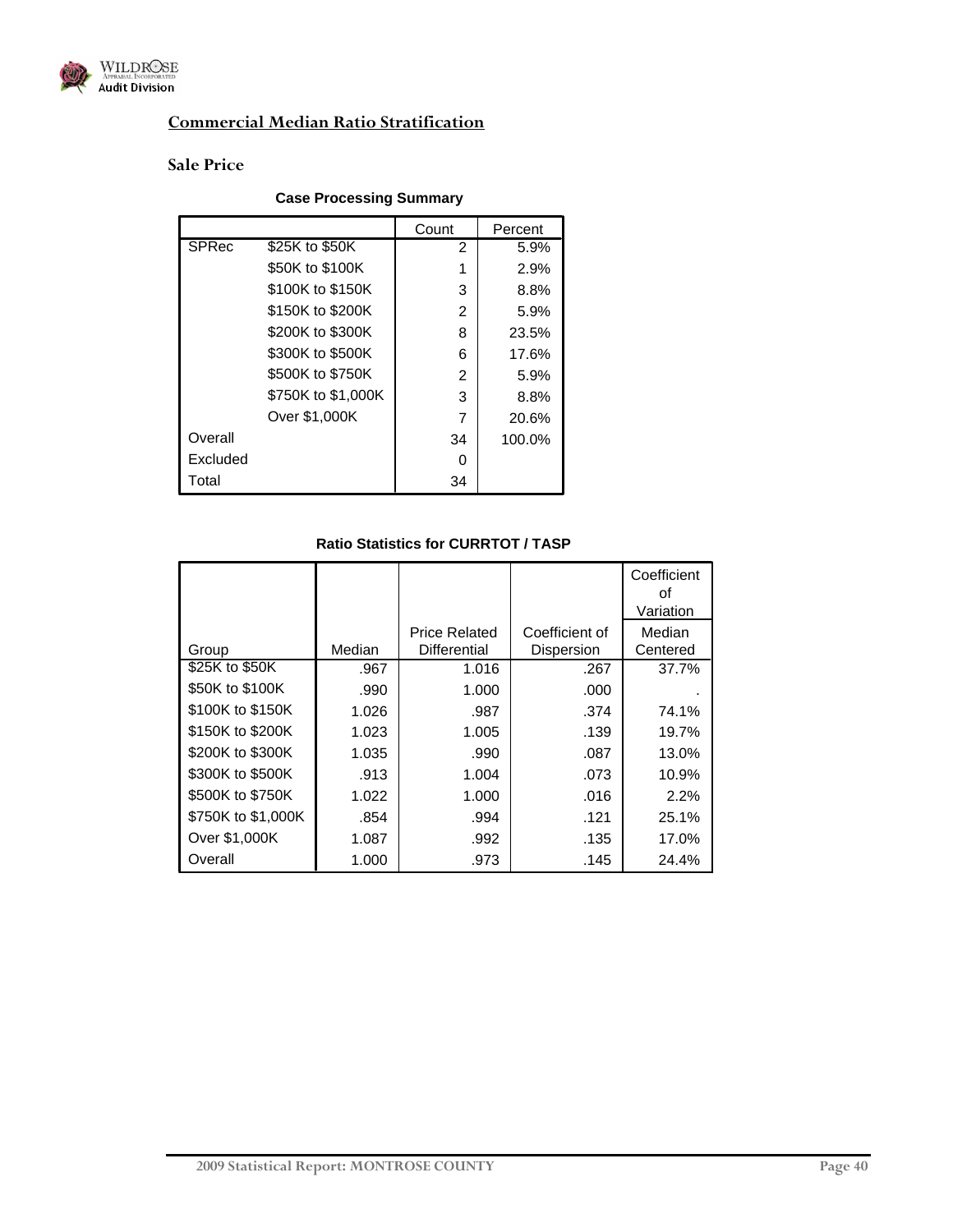## Commercial Median Ratio Stratification

### Sale Price

**Case Processing Summary**

| | | Count | Percent |
|---|---|---|---|
| SPRec | $25K to $50K | 2 | 5.9% |
| | $50K to $100K | 1 | 2.9% |
| | $100K to $150K | 3 | 8.8% |
| | $150K to $200K | 2 | 5.9% |
| | $200K to $300K | 8 | 23.5% |
| | $300K to $500K | 6 | 17.6% |
| | $500K to $750K | 2 | 5.9% |
| | $750K to $1,000K | 3 | 8.8% |
| | Over $1,000K | 7 | 20.6% |
| Overall | | 34 | 100.0% |
| Excluded | | 0 | |
| Total | | 34 | |

**Ratio Statistics for CURRTOT / TASP**

| Group | Median | Price Related Differential | Coefficient of Dispersion | Coefficient of Variation Median Centered |
|---|---|---|---|---|
| $25K to $50K | .967 | 1.016 | .267 | 37.7% |
| $50K to $100K | .990 | 1.000 | .000 | . |
| $100K to $150K | 1.026 | .987 | .374 | 74.1% |
| $150K to $200K | 1.023 | 1.005 | .139 | 19.7% |
| $200K to $300K | 1.035 | .990 | .087 | 13.0% |
| $300K to $500K | .913 | 1.004 | .073 | 10.9% |
| $500K to $750K | 1.022 | 1.000 | .016 | 2.2% |
| $750K to $1,000K | .854 | .994 | .121 | 25.1% |
| Over $1,000K | 1.087 | .992 | .135 | 17.0% |
| Overall | 1.000 | .973 | .145 | 24.4% |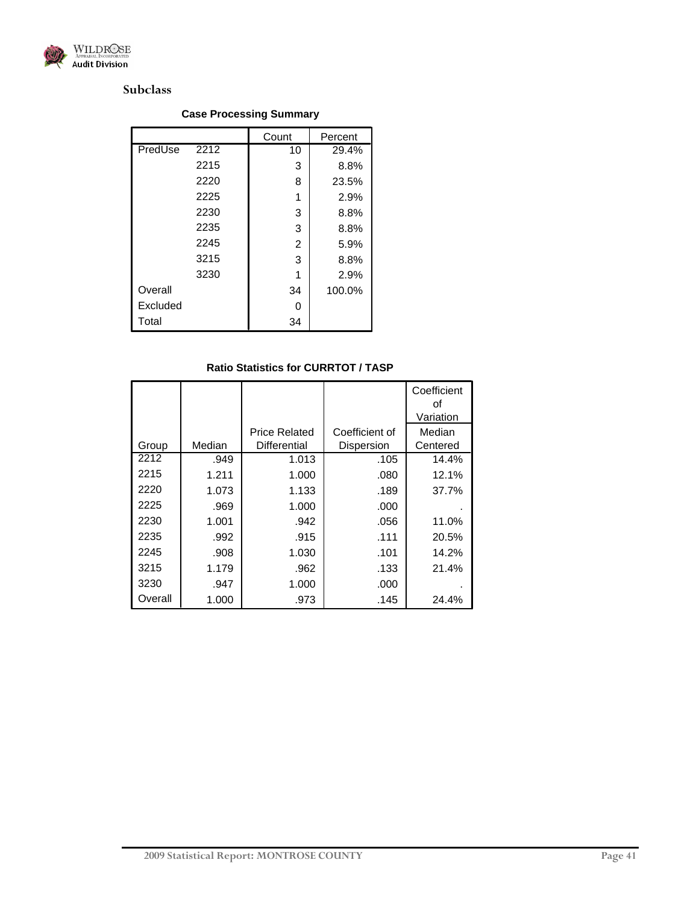### Subclass

**Case Processing Summary**

| | | Count | Percent |
|---|---|---|---|
| PredUse | 2212 | 10 | 29.4% |
| | 2215 | 3 | 8.8% |
| | 2220 | 8 | 23.5% |
| | 2225 | 1 | 2.9% |
| | 2230 | 3 | 8.8% |
| | 2235 | 3 | 8.8% |
| | 2245 | 2 | 5.9% |
| | 3215 | 3 | 8.8% |
| | 3230 | 1 | 2.9% |
| Overall | | 34 | 100.0% |
| Excluded | | 0 | |
| Total | | 34 | |

**Ratio Statistics for CURRTOT / TASP**

| Group | Median | Price Related Differential | Coefficient of Dispersion | Coefficient of Variation Median Centered |
|---|---|---|---|---|
| 2212 | .949 | 1.013 | .105 | 14.4% |
| 2215 | 1.211 | 1.000 | .080 | 12.1% |
| 2220 | 1.073 | 1.133 | .189 | 37.7% |
| 2225 | .969 | 1.000 | .000 | . |
| 2230 | 1.001 | .942 | .056 | 11.0% |
| 2235 | .992 | .915 | .111 | 20.5% |
| 2245 | .908 | 1.030 | .101 | 14.2% |
| 3215 | 1.179 | .962 | .133 | 21.4% |
| 3230 | .947 | 1.000 | .000 | . |
| Overall | 1.000 | .973 | .145 | 24.4% |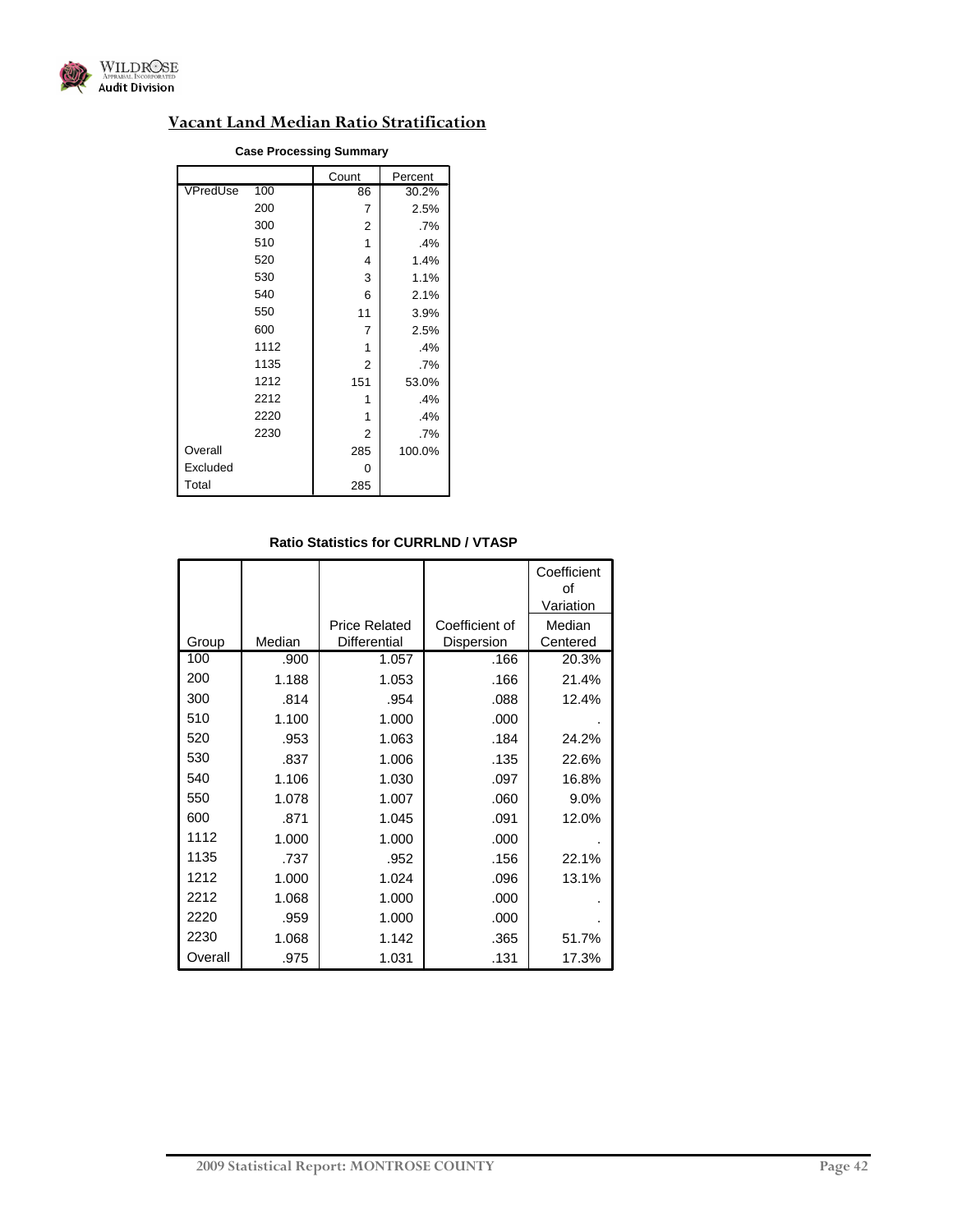## Vacant Land Median Ratio Stratification

**Case Processing Summary**

| | | Count | Percent |
|---|---|---|---|
| VPredUse | 100 | 86 | 30.2% |
| | 200 | 7 | 2.5% |
| | 300 | 2 | .7% |
| | 510 | 1 | .4% |
| | 520 | 4 | 1.4% |
| | 530 | 3 | 1.1% |
| | 540 | 6 | 2.1% |
| | 550 | 11 | 3.9% |
| | 600 | 7 | 2.5% |
| | 1112 | 1 | .4% |
| | 1135 | 2 | .7% |
| | 1212 | 151 | 53.0% |
| | 2212 | 1 | .4% |
| | 2220 | 1 | .4% |
| | 2230 | 2 | .7% |
| Overall | | 285 | 100.0% |
| Excluded | | 0 | |
| Total | | 285 | |

**Ratio Statistics for CURRLND / VTASP**

| Group | Median | Price Related Differential | Coefficient of Dispersion | Coefficient of Variation Median Centered |
|---|---|---|---|---|
| 100 | .900 | 1.057 | .166 | 20.3% |
| 200 | 1.188 | 1.053 | .166 | 21.4% |
| 300 | .814 | .954 | .088 | 12.4% |
| 510 | 1.100 | 1.000 | .000 | . |
| 520 | .953 | 1.063 | .184 | 24.2% |
| 530 | .837 | 1.006 | .135 | 22.6% |
| 540 | 1.106 | 1.030 | .097 | 16.8% |
| 550 | 1.078 | 1.007 | .060 | 9.0% |
| 600 | .871 | 1.045 | .091 | 12.0% |
| 1112 | 1.000 | 1.000 | .000 | . |
| 1135 | .737 | .952 | .156 | 22.1% |
| 1212 | 1.000 | 1.024 | .096 | 13.1% |
| 2212 | 1.068 | 1.000 | .000 | . |
| 2220 | .959 | 1.000 | .000 | . |
| 2230 | 1.068 | 1.142 | .365 | 51.7% |
| Overall | .975 | 1.031 | .131 | 17.3% |